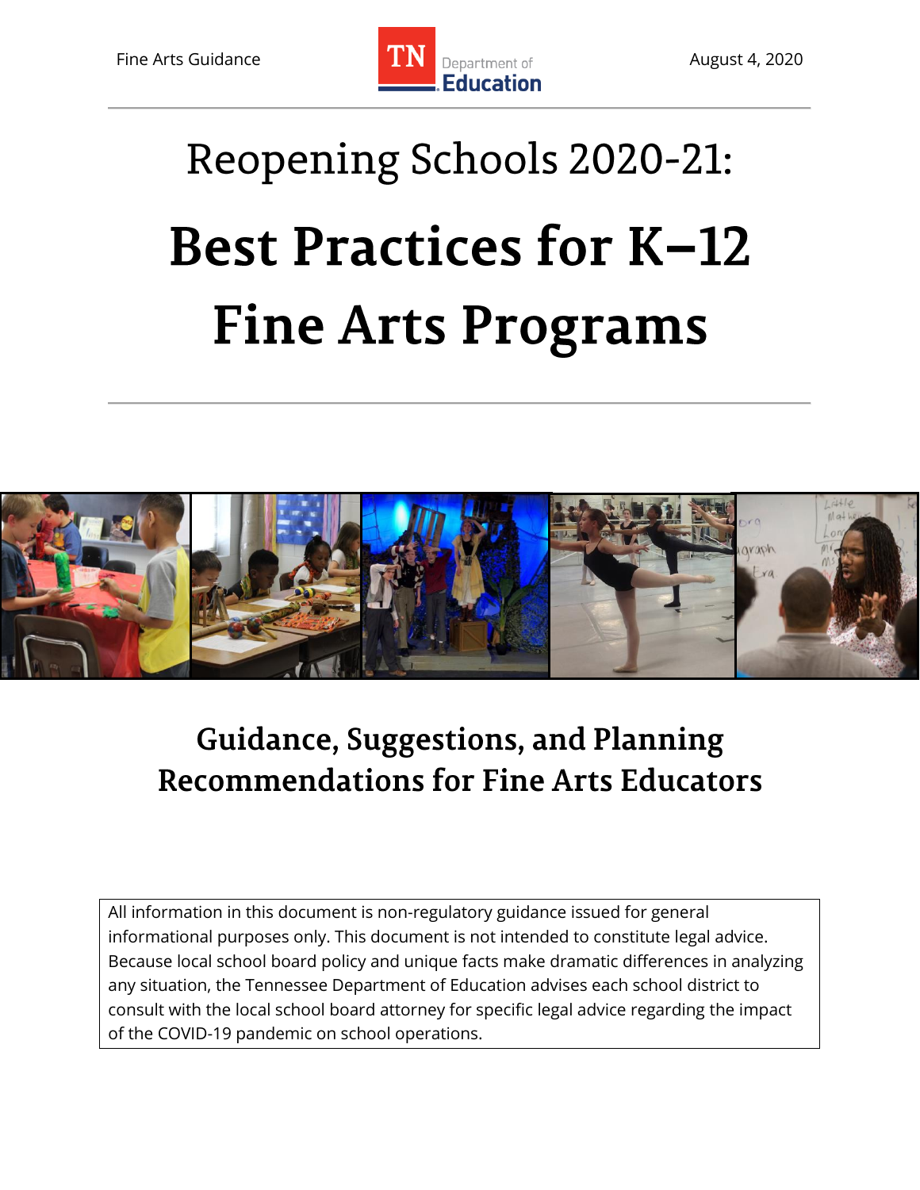Fine Arts Guidance

August 4, 2020

# Reopening Schools 2020-21:

# Best Practices for K–12 Fine Arts Programs

## Guidance, Suggestions, and Planning Recommendations for Fine Arts Educators

All information in this document is non-regulatory guidance issued for general informational purposes only. This document is not intended to constitute legal advice. Because local school board policy and unique facts make dramatic differences in analyzing any situation, the Tennessee Department of Education advises each school district to consult with the local school board attorney for specific legal advice regarding the impact of the COVID-19 pandemic on school operations.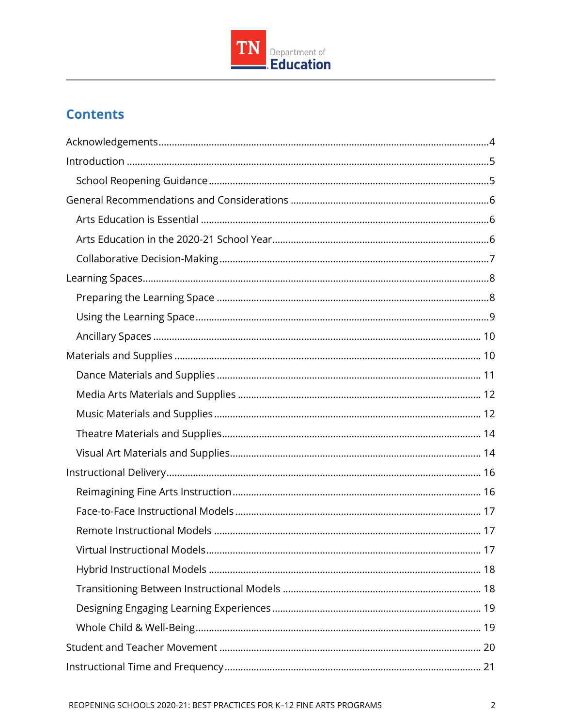## Contents

- Acknowledgements ........ 4
- Introduction ........ 5
  - School Reopening Guidance ........ 5
- General Recommendations and Considerations ........ 6
  - Arts Education is Essential ........ 6
  - Arts Education in the 2020-21 School Year ........ 6
  - Collaborative Decision-Making ........ 7
- Learning Spaces ........ 8
  - Preparing the Learning Space ........ 8
  - Using the Learning Space ........ 9
  - Ancillary Spaces ........ 10
- Materials and Supplies ........ 10
  - Dance Materials and Supplies ........ 11
  - Media Arts Materials and Supplies ........ 12
  - Music Materials and Supplies ........ 12
  - Theatre Materials and Supplies ........ 14
  - Visual Art Materials and Supplies ........ 14
- Instructional Delivery ........ 16
  - Reimagining Fine Arts Instruction ........ 16
  - Face-to-Face Instructional Models ........ 17
  - Remote Instructional Models ........ 17
  - Virtual Instructional Models ........ 17
  - Hybrid Instructional Models ........ 18
  - Transitioning Between Instructional Models ........ 18
  - Designing Engaging Learning Experiences ........ 19
  - Whole Child & Well-Being ........ 19
- Student and Teacher Movement ........ 20
- Instructional Time and Frequency ........ 21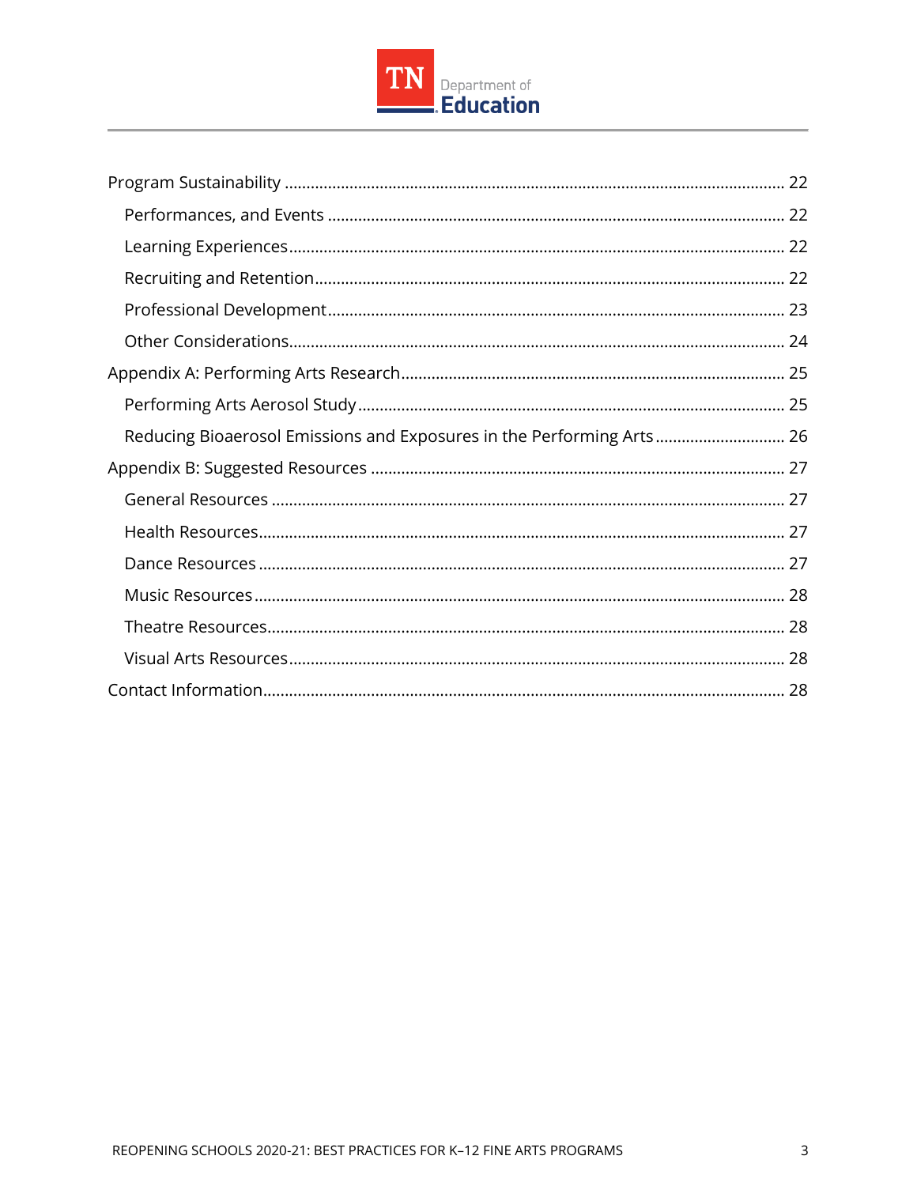- Program Sustainability ........ 22
  - Performances, and Events ........ 22
  - Learning Experiences ........ 22
  - Recruiting and Retention ........ 22
  - Professional Development ........ 23
  - Other Considerations ........ 24
- Appendix A: Performing Arts Research ........ 25
  - Performing Arts Aerosol Study ........ 25
  - Reducing Bioaerosol Emissions and Exposures in the Performing Arts ........ 26
- Appendix B: Suggested Resources ........ 27
  - General Resources ........ 27
  - Health Resources ........ 27
  - Dance Resources ........ 27
  - Music Resources ........ 28
  - Theatre Resources ........ 28
  - Visual Arts Resources ........ 28
- Contact Information ........ 28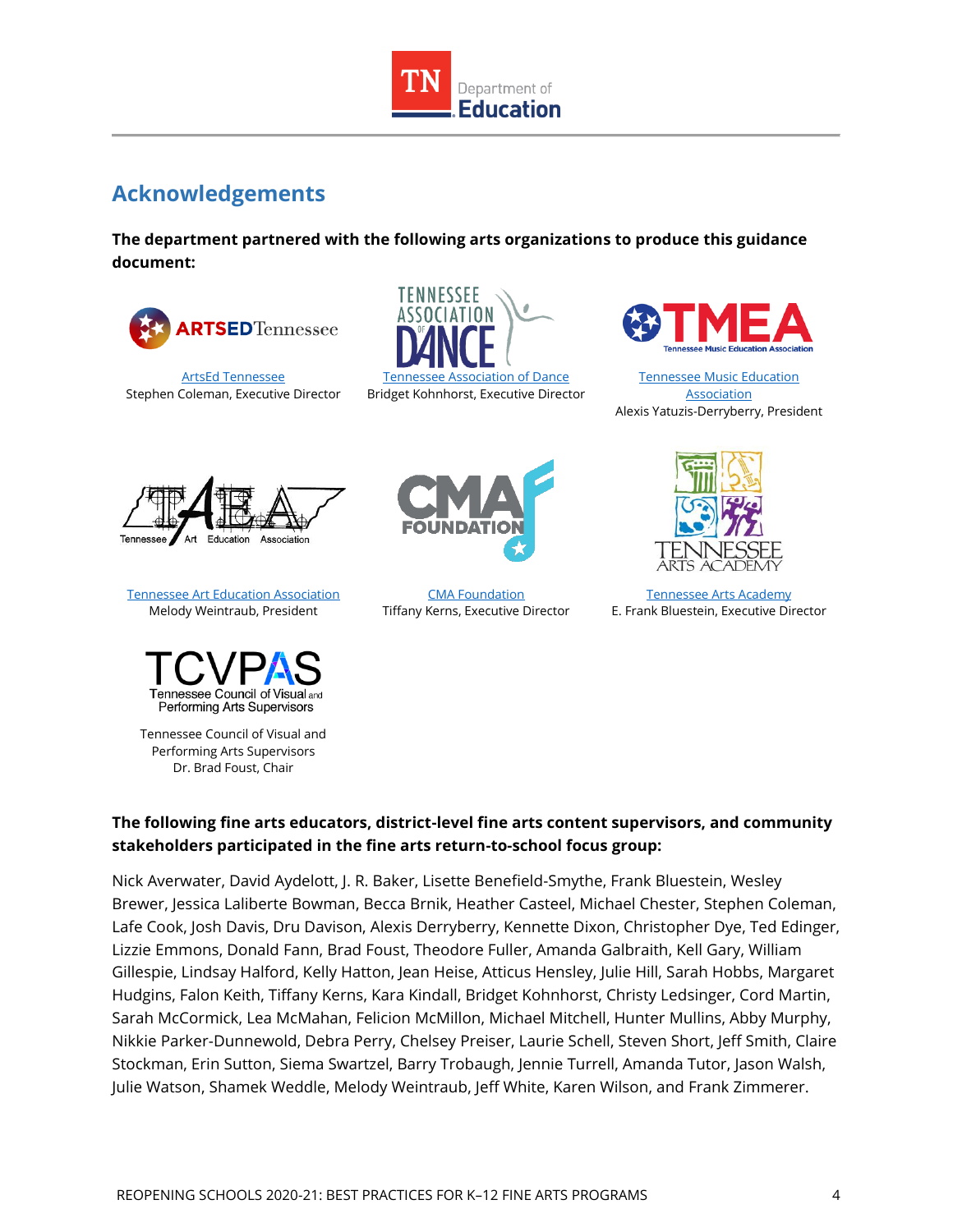## Acknowledgements

**The department partnered with the following arts organizations to produce this guidance document:**

ArtsEd Tennessee
Stephen Coleman, Executive Director

Tennessee Association of Dance
Bridget Kohnhorst, Executive Director

Tennessee Music Education Association
Alexis Yatuzis-Derryberry, President

Tennessee Art Education Association
Melody Weintraub, President

CMA Foundation
Tiffany Kerns, Executive Director

Tennessee Arts Academy
E. Frank Bluestein, Executive Director

Tennessee Council of Visual and Performing Arts Supervisors
Dr. Brad Foust, Chair

**The following fine arts educators, district-level fine arts content supervisors, and community stakeholders participated in the fine arts return-to-school focus group:**

Nick Averwater, David Aydelott, J. R. Baker, Lisette Benefield-Smythe, Frank Bluestein, Wesley Brewer, Jessica Laliberte Bowman, Becca Brnik, Heather Casteel, Michael Chester, Stephen Coleman, Lafe Cook, Josh Davis, Dru Davison, Alexis Derryberry, Kennette Dixon, Christopher Dye, Ted Edinger, Lizzie Emmons, Donald Fann, Brad Foust, Theodore Fuller, Amanda Galbraith, Kell Gary, William Gillespie, Lindsay Halford, Kelly Hatton, Jean Heise, Atticus Hensley, Julie Hill, Sarah Hobbs, Margaret Hudgins, Falon Keith, Tiffany Kerns, Kara Kindall, Bridget Kohnhorst, Christy Ledsinger, Cord Martin, Sarah McCormick, Lea McMahan, Felicion McMillon, Michael Mitchell, Hunter Mullins, Abby Murphy, Nikkie Parker-Dunnewold, Debra Perry, Chelsey Preiser, Laurie Schell, Steven Short, Jeff Smith, Claire Stockman, Erin Sutton, Siema Swartzel, Barry Trobaugh, Jennie Turrell, Amanda Tutor, Jason Walsh, Julie Watson, Shamek Weddle, Melody Weintraub, Jeff White, Karen Wilson, and Frank Zimmerer.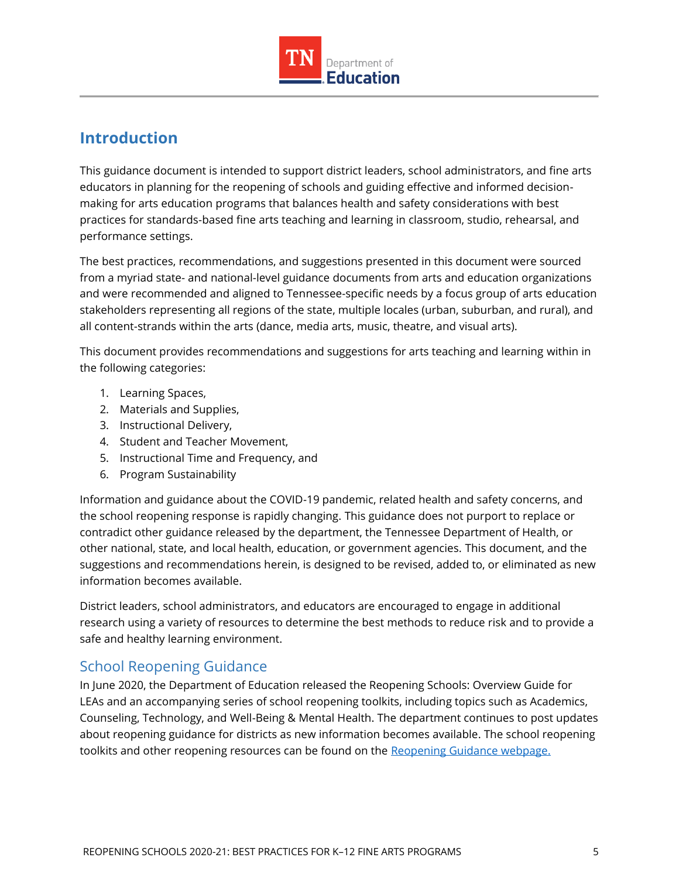## Introduction

This guidance document is intended to support district leaders, school administrators, and fine arts educators in planning for the reopening of schools and guiding effective and informed decision-making for arts education programs that balances health and safety considerations with best practices for standards-based fine arts teaching and learning in classroom, studio, rehearsal, and performance settings.

The best practices, recommendations, and suggestions presented in this document were sourced from a myriad state- and national-level guidance documents from arts and education organizations and were recommended and aligned to Tennessee-specific needs by a focus group of arts education stakeholders representing all regions of the state, multiple locales (urban, suburban, and rural), and all content-strands within the arts (dance, media arts, music, theatre, and visual arts).

This document provides recommendations and suggestions for arts teaching and learning within in the following categories:

1. Learning Spaces,
2. Materials and Supplies,
3. Instructional Delivery,
4. Student and Teacher Movement,
5. Instructional Time and Frequency, and
6. Program Sustainability

Information and guidance about the COVID-19 pandemic, related health and safety concerns, and the school reopening response is rapidly changing. This guidance does not purport to replace or contradict other guidance released by the department, the Tennessee Department of Health, or other national, state, and local health, education, or government agencies. This document, and the suggestions and recommendations herein, is designed to be revised, added to, or eliminated as new information becomes available.

District leaders, school administrators, and educators are encouraged to engage in additional research using a variety of resources to determine the best methods to reduce risk and to provide a safe and healthy learning environment.

### School Reopening Guidance

In June 2020, the Department of Education released the Reopening Schools: Overview Guide for LEAs and an accompanying series of school reopening toolkits, including topics such as Academics, Counseling, Technology, and Well-Being & Mental Health. The department continues to post updates about reopening guidance for districts as new information becomes available. The school reopening toolkits and other reopening resources can be found on the [Reopening Guidance webpage.]()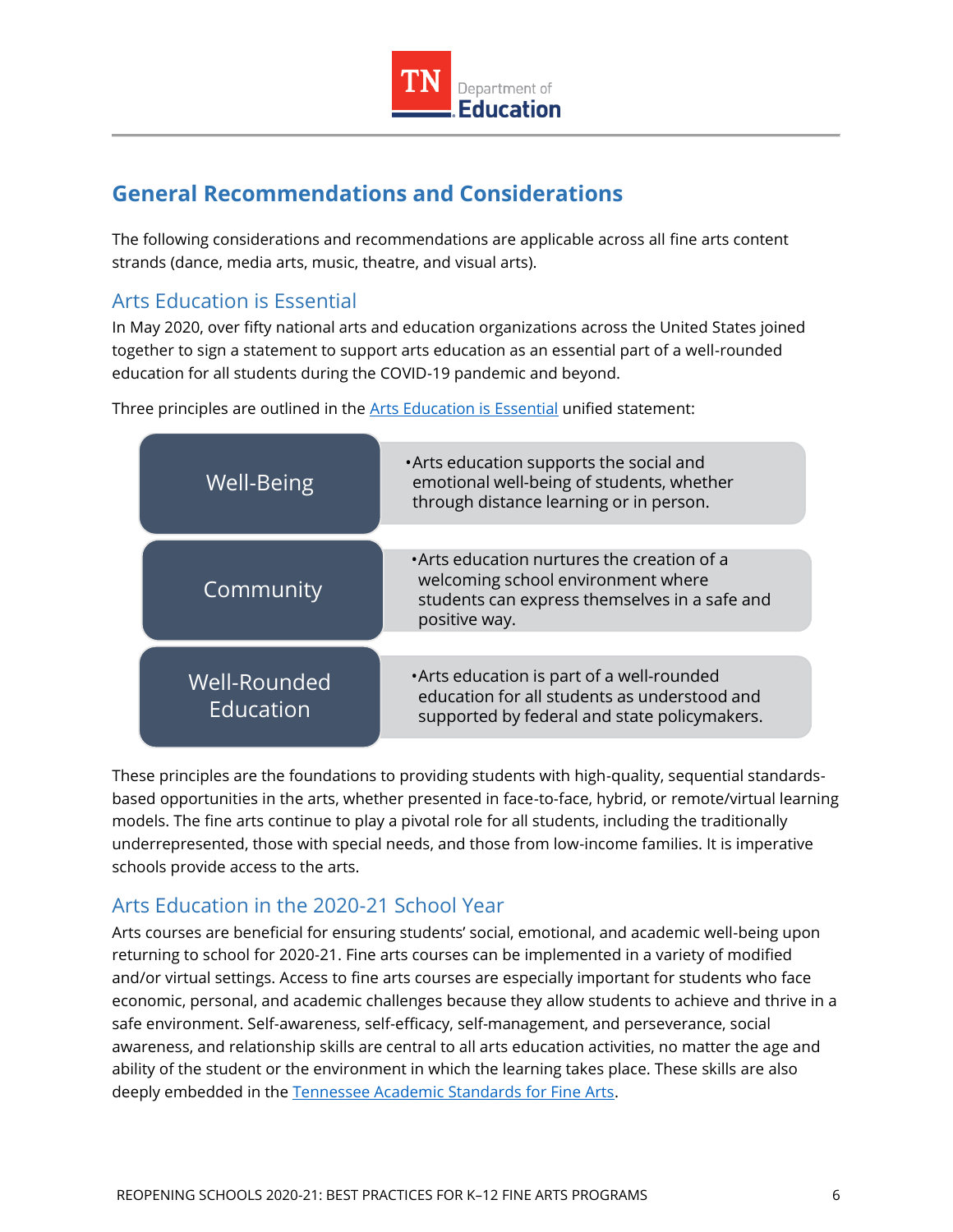## General Recommendations and Considerations

The following considerations and recommendations are applicable across all fine arts content strands (dance, media arts, music, theatre, and visual arts).

### Arts Education is Essential

In May 2020, over fifty national arts and education organizations across the United States joined together to sign a statement to support arts education as an essential part of a well-rounded education for all students during the COVID-19 pandemic and beyond.

Three principles are outlined in the Arts Education is Essential unified statement:

| Principle | Description |
|---|---|
| Well-Being | Arts education supports the social and emotional well-being of students, whether through distance learning or in person. |
| Community | Arts education nurtures the creation of a welcoming school environment where students can express themselves in a safe and positive way. |
| Well-Rounded Education | Arts education is part of a well-rounded education for all students as understood and supported by federal and state policymakers. |

These principles are the foundations to providing students with high-quality, sequential standards-based opportunities in the arts, whether presented in face-to-face, hybrid, or remote/virtual learning models. The fine arts continue to play a pivotal role for all students, including the traditionally underrepresented, those with special needs, and those from low-income families. It is imperative schools provide access to the arts.

### Arts Education in the 2020-21 School Year

Arts courses are beneficial for ensuring students' social, emotional, and academic well-being upon returning to school for 2020-21. Fine arts courses can be implemented in a variety of modified and/or virtual settings. Access to fine arts courses are especially important for students who face economic, personal, and academic challenges because they allow students to achieve and thrive in a safe environment. Self-awareness, self-efficacy, self-management, and perseverance, social awareness, and relationship skills are central to all arts education activities, no matter the age and ability of the student or the environment in which the learning takes place. These skills are also deeply embedded in the Tennessee Academic Standards for Fine Arts.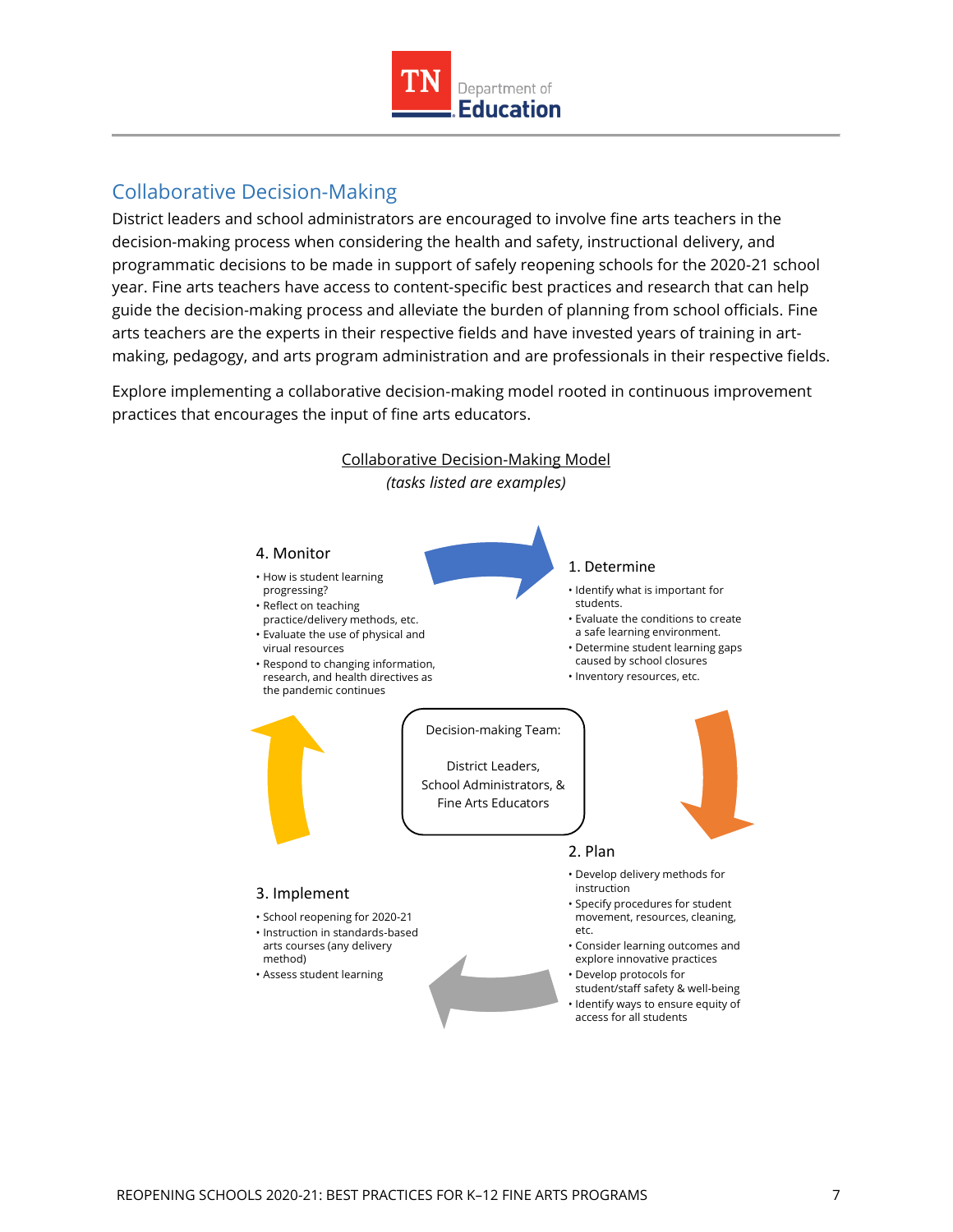## Collaborative Decision-Making

District leaders and school administrators are encouraged to involve fine arts teachers in the decision-making process when considering the health and safety, instructional delivery, and programmatic decisions to be made in support of safely reopening schools for the 2020-21 school year. Fine arts teachers have access to content-specific best practices and research that can help guide the decision-making process and alleviate the burden of planning from school officials. Fine arts teachers are the experts in their respective fields and have invested years of training in art-making, pedagogy, and arts program administration and are professionals in their respective fields.

Explore implementing a collaborative decision-making model rooted in continuous improvement practices that encourages the input of fine arts educators.

Collaborative Decision-Making Model

*(tasks listed are examples)*

Decision-making Team:

District Leaders,
School Administrators, &
Fine Arts Educators

1. Determine

- Identify what is important for students.
- Evaluate the conditions to create a safe learning environment.
- Determine student learning gaps caused by school closures
- Inventory resources, etc.

2. Plan

- Develop delivery methods for instruction
- Specify procedures for student movement, resources, cleaning, etc.
- Consider learning outcomes and explore innovative practices
- Develop protocols for student/staff safety & well-being
- Identify ways to ensure equity of access for all students

3. Implement

- School reopening for 2020-21
- Instruction in standards-based arts courses (any delivery method)
- Assess student learning

4. Monitor

- How is student learning progressing?
- Reflect on teaching practice/delivery methods, etc.
- Evaluate the use of physical and virual resources
- Respond to changing information, research, and health directives as the pandemic continues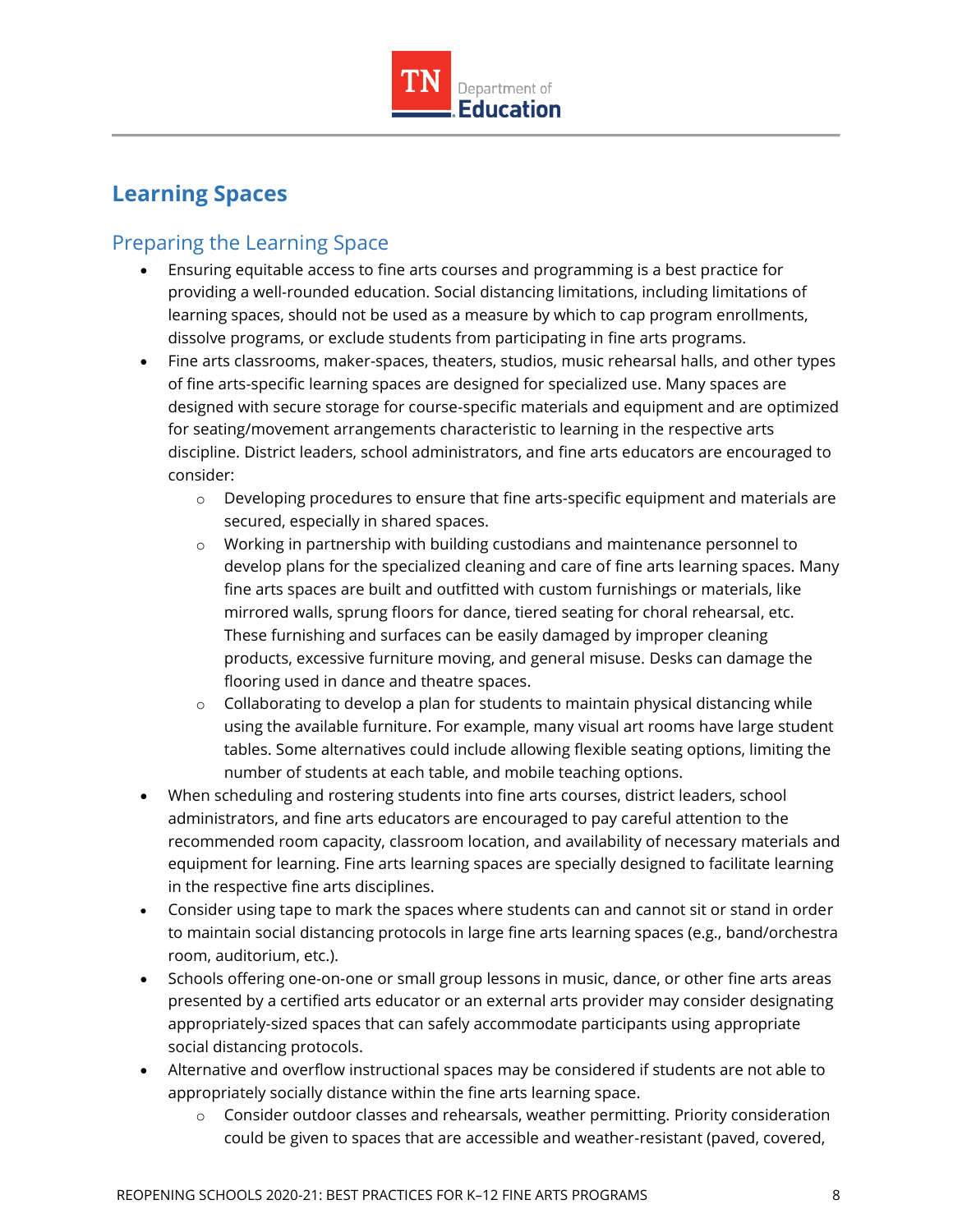## Learning Spaces

### Preparing the Learning Space

- Ensuring equitable access to fine arts courses and programming is a best practice for providing a well-rounded education. Social distancing limitations, including limitations of learning spaces, should not be used as a measure by which to cap program enrollments, dissolve programs, or exclude students from participating in fine arts programs.
- Fine arts classrooms, maker-spaces, theaters, studios, music rehearsal halls, and other types of fine arts-specific learning spaces are designed for specialized use. Many spaces are designed with secure storage for course-specific materials and equipment and are optimized for seating/movement arrangements characteristic to learning in the respective arts discipline. District leaders, school administrators, and fine arts educators are encouraged to consider:
  - Developing procedures to ensure that fine arts-specific equipment and materials are secured, especially in shared spaces.
  - Working in partnership with building custodians and maintenance personnel to develop plans for the specialized cleaning and care of fine arts learning spaces. Many fine arts spaces are built and outfitted with custom furnishings or materials, like mirrored walls, sprung floors for dance, tiered seating for choral rehearsal, etc. These furnishing and surfaces can be easily damaged by improper cleaning products, excessive furniture moving, and general misuse. Desks can damage the flooring used in dance and theatre spaces.
  - Collaborating to develop a plan for students to maintain physical distancing while using the available furniture. For example, many visual art rooms have large student tables. Some alternatives could include allowing flexible seating options, limiting the number of students at each table, and mobile teaching options.
- When scheduling and rostering students into fine arts courses, district leaders, school administrators, and fine arts educators are encouraged to pay careful attention to the recommended room capacity, classroom location, and availability of necessary materials and equipment for learning. Fine arts learning spaces are specially designed to facilitate learning in the respective fine arts disciplines.
- Consider using tape to mark the spaces where students can and cannot sit or stand in order to maintain social distancing protocols in large fine arts learning spaces (e.g., band/orchestra room, auditorium, etc.).
- Schools offering one-on-one or small group lessons in music, dance, or other fine arts areas presented by a certified arts educator or an external arts provider may consider designating appropriately-sized spaces that can safely accommodate participants using appropriate social distancing protocols.
- Alternative and overflow instructional spaces may be considered if students are not able to appropriately socially distance within the fine arts learning space.
  - Consider outdoor classes and rehearsals, weather permitting. Priority consideration could be given to spaces that are accessible and weather-resistant (paved, covered,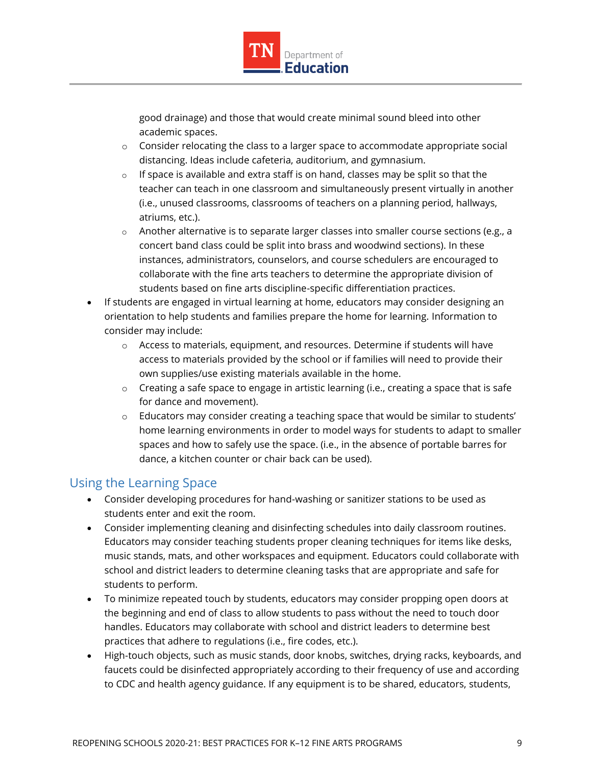good drainage) and those that would create minimal sound bleed into other academic spaces.
    - Consider relocating the class to a larger space to accommodate appropriate social distancing. Ideas include cafeteria, auditorium, and gymnasium.
    - If space is available and extra staff is on hand, classes may be split so that the teacher can teach in one classroom and simultaneously present virtually in another (i.e., unused classrooms, classrooms of teachers on a planning period, hallways, atriums, etc.).
    - Another alternative is to separate larger classes into smaller course sections (e.g., a concert band class could be split into brass and woodwind sections). In these instances, administrators, counselors, and course schedulers are encouraged to collaborate with the fine arts teachers to determine the appropriate division of students based on fine arts discipline-specific differentiation practices.
- If students are engaged in virtual learning at home, educators may consider designing an orientation to help students and families prepare the home for learning. Information to consider may include:
    - Access to materials, equipment, and resources. Determine if students will have access to materials provided by the school or if families will need to provide their own supplies/use existing materials available in the home.
    - Creating a safe space to engage in artistic learning (i.e., creating a space that is safe for dance and movement).
    - Educators may consider creating a teaching space that would be similar to students' home learning environments in order to model ways for students to adapt to smaller spaces and how to safely use the space. (i.e., in the absence of portable barres for dance, a kitchen counter or chair back can be used).

## Using the Learning Space

- Consider developing procedures for hand-washing or sanitizer stations to be used as students enter and exit the room.
- Consider implementing cleaning and disinfecting schedules into daily classroom routines. Educators may consider teaching students proper cleaning techniques for items like desks, music stands, mats, and other workspaces and equipment. Educators could collaborate with school and district leaders to determine cleaning tasks that are appropriate and safe for students to perform.
- To minimize repeated touch by students, educators may consider propping open doors at the beginning and end of class to allow students to pass without the need to touch door handles. Educators may collaborate with school and district leaders to determine best practices that adhere to regulations (i.e., fire codes, etc.).
- High-touch objects, such as music stands, door knobs, switches, drying racks, keyboards, and faucets could be disinfected appropriately according to their frequency of use and according to CDC and health agency guidance. If any equipment is to be shared, educators, students,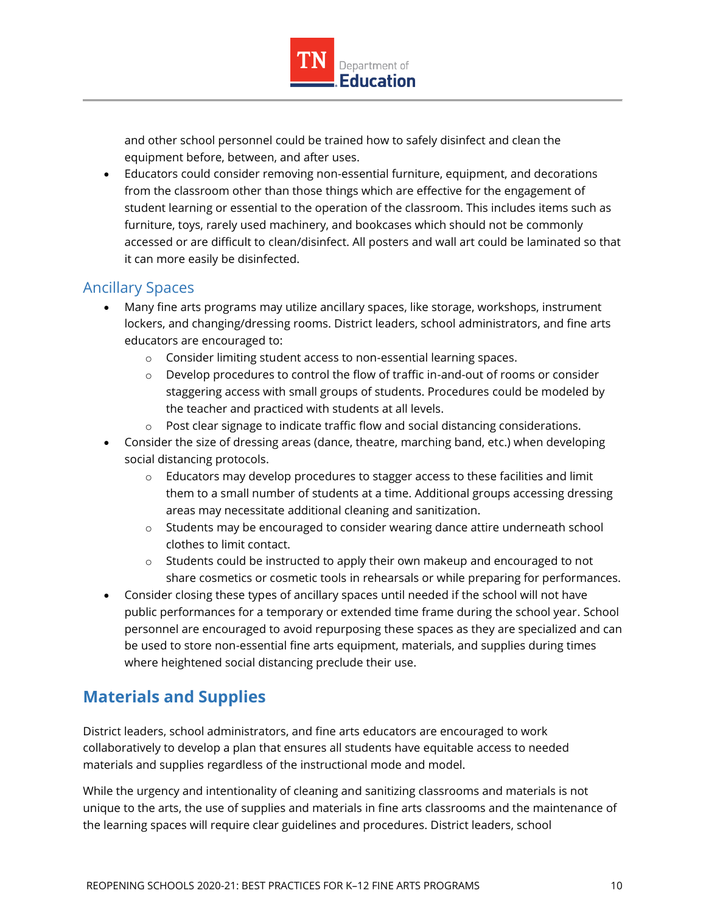and other school personnel could be trained how to safely disinfect and clean the equipment before, between, and after uses.

- Educators could consider removing non-essential furniture, equipment, and decorations from the classroom other than those things which are effective for the engagement of student learning or essential to the operation of the classroom. This includes items such as furniture, toys, rarely used machinery, and bookcases which should not be commonly accessed or are difficult to clean/disinfect. All posters and wall art could be laminated so that it can more easily be disinfected.

### Ancillary Spaces

- Many fine arts programs may utilize ancillary spaces, like storage, workshops, instrument lockers, and changing/dressing rooms. District leaders, school administrators, and fine arts educators are encouraged to:
  - Consider limiting student access to non-essential learning spaces.
  - Develop procedures to control the flow of traffic in-and-out of rooms or consider staggering access with small groups of students. Procedures could be modeled by the teacher and practiced with students at all levels.
  - Post clear signage to indicate traffic flow and social distancing considerations.
- Consider the size of dressing areas (dance, theatre, marching band, etc.) when developing social distancing protocols.
  - Educators may develop procedures to stagger access to these facilities and limit them to a small number of students at a time. Additional groups accessing dressing areas may necessitate additional cleaning and sanitization.
  - Students may be encouraged to consider wearing dance attire underneath school clothes to limit contact.
  - Students could be instructed to apply their own makeup and encouraged to not share cosmetics or cosmetic tools in rehearsals or while preparing for performances.
- Consider closing these types of ancillary spaces until needed if the school will not have public performances for a temporary or extended time frame during the school year. School personnel are encouraged to avoid repurposing these spaces as they are specialized and can be used to store non-essential fine arts equipment, materials, and supplies during times where heightened social distancing preclude their use.

## Materials and Supplies

District leaders, school administrators, and fine arts educators are encouraged to work collaboratively to develop a plan that ensures all students have equitable access to needed materials and supplies regardless of the instructional mode and model.

While the urgency and intentionality of cleaning and sanitizing classrooms and materials is not unique to the arts, the use of supplies and materials in fine arts classrooms and the maintenance of the learning spaces will require clear guidelines and procedures. District leaders, school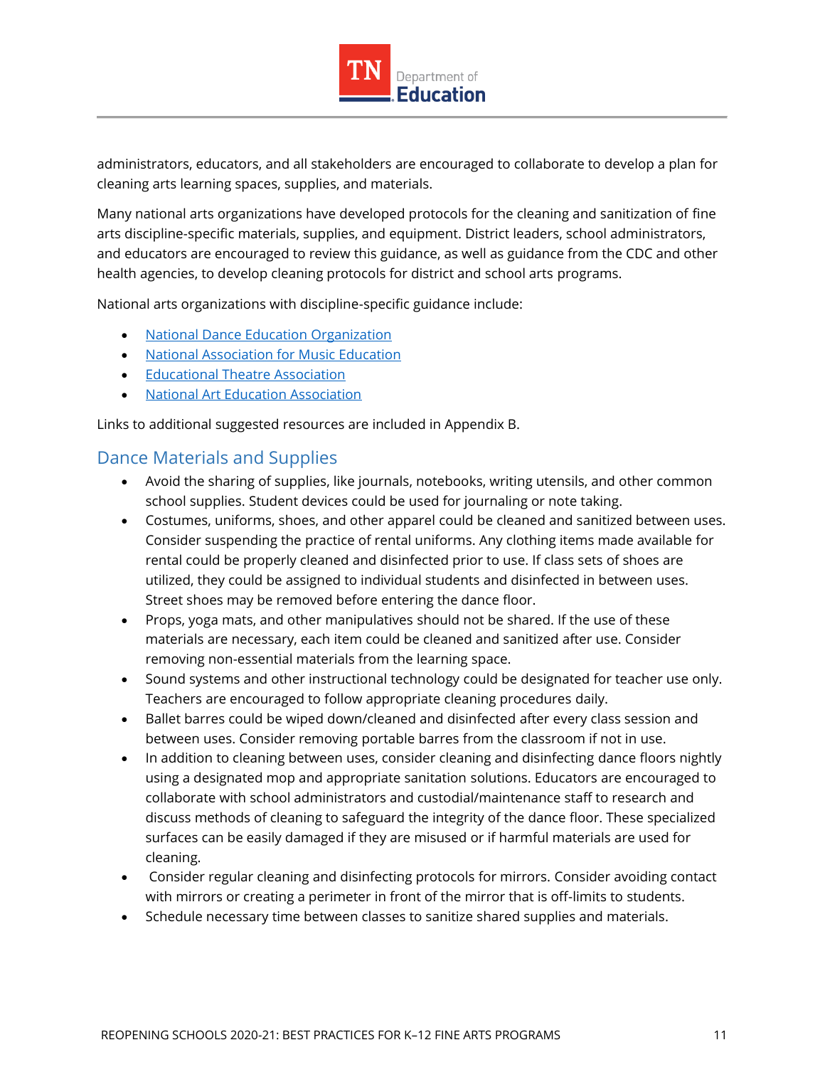administrators, educators, and all stakeholders are encouraged to collaborate to develop a plan for cleaning arts learning spaces, supplies, and materials.

Many national arts organizations have developed protocols for the cleaning and sanitization of fine arts discipline-specific materials, supplies, and equipment. District leaders, school administrators, and educators are encouraged to review this guidance, as well as guidance from the CDC and other health agencies, to develop cleaning protocols for district and school arts programs.

National arts organizations with discipline-specific guidance include:

- National Dance Education Organization
- National Association for Music Education
- Educational Theatre Association
- National Art Education Association

Links to additional suggested resources are included in Appendix B.

## Dance Materials and Supplies

- Avoid the sharing of supplies, like journals, notebooks, writing utensils, and other common school supplies. Student devices could be used for journaling or note taking.
- Costumes, uniforms, shoes, and other apparel could be cleaned and sanitized between uses. Consider suspending the practice of rental uniforms. Any clothing items made available for rental could be properly cleaned and disinfected prior to use. If class sets of shoes are utilized, they could be assigned to individual students and disinfected in between uses. Street shoes may be removed before entering the dance floor.
- Props, yoga mats, and other manipulatives should not be shared. If the use of these materials are necessary, each item could be cleaned and sanitized after use. Consider removing non-essential materials from the learning space.
- Sound systems and other instructional technology could be designated for teacher use only. Teachers are encouraged to follow appropriate cleaning procedures daily.
- Ballet barres could be wiped down/cleaned and disinfected after every class session and between uses. Consider removing portable barres from the classroom if not in use.
- In addition to cleaning between uses, consider cleaning and disinfecting dance floors nightly using a designated mop and appropriate sanitation solutions. Educators are encouraged to collaborate with school administrators and custodial/maintenance staff to research and discuss methods of cleaning to safeguard the integrity of the dance floor. These specialized surfaces can be easily damaged if they are misused or if harmful materials are used for cleaning.
- Consider regular cleaning and disinfecting protocols for mirrors. Consider avoiding contact with mirrors or creating a perimeter in front of the mirror that is off-limits to students.
- Schedule necessary time between classes to sanitize shared supplies and materials.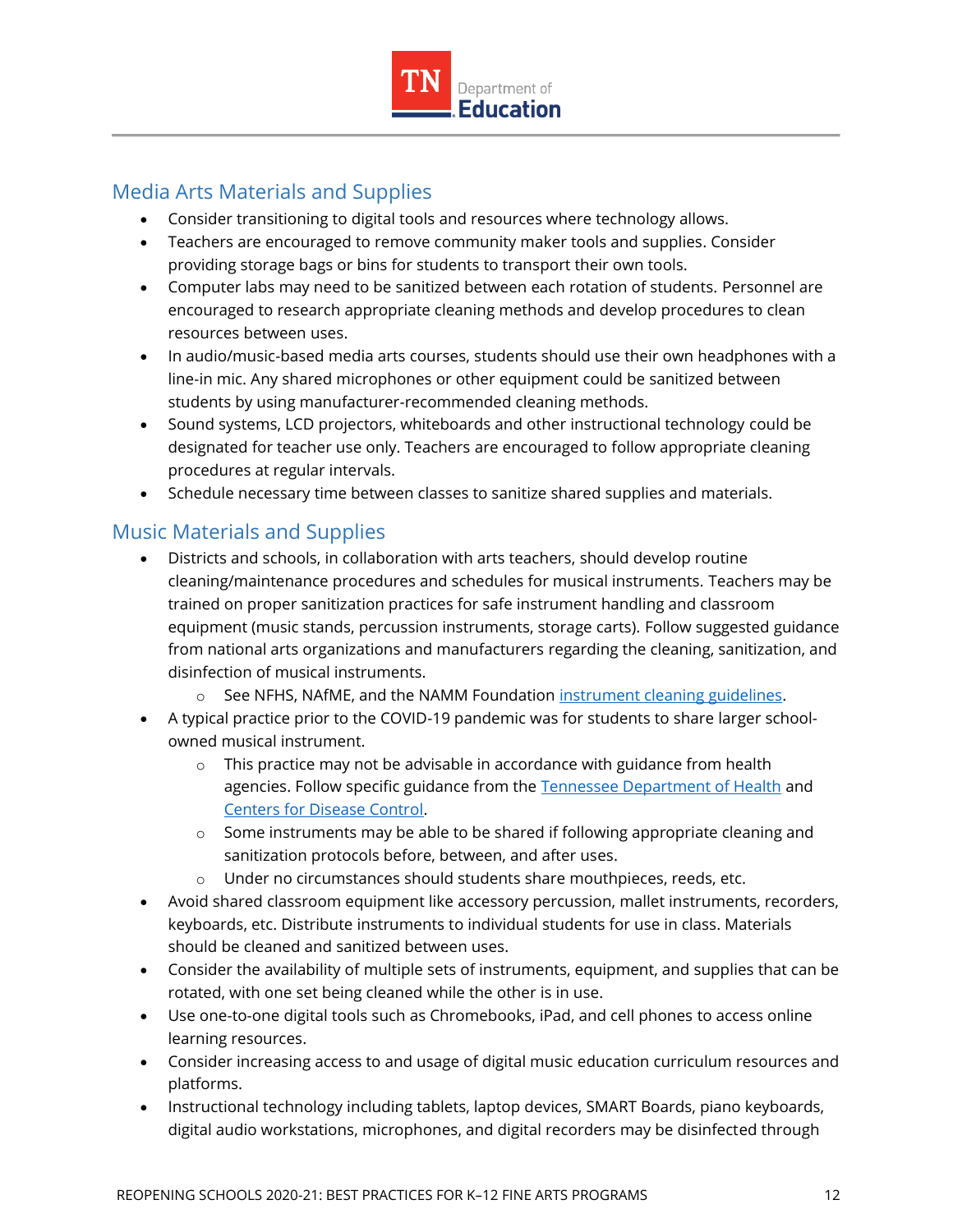## Media Arts Materials and Supplies

- Consider transitioning to digital tools and resources where technology allows.
- Teachers are encouraged to remove community maker tools and supplies. Consider providing storage bags or bins for students to transport their own tools.
- Computer labs may need to be sanitized between each rotation of students. Personnel are encouraged to research appropriate cleaning methods and develop procedures to clean resources between uses.
- In audio/music-based media arts courses, students should use their own headphones with a line-in mic. Any shared microphones or other equipment could be sanitized between students by using manufacturer-recommended cleaning methods.
- Sound systems, LCD projectors, whiteboards and other instructional technology could be designated for teacher use only. Teachers are encouraged to follow appropriate cleaning procedures at regular intervals.
- Schedule necessary time between classes to sanitize shared supplies and materials.

## Music Materials and Supplies

- Districts and schools, in collaboration with arts teachers, should develop routine cleaning/maintenance procedures and schedules for musical instruments. Teachers may be trained on proper sanitization practices for safe instrument handling and classroom equipment (music stands, percussion instruments, storage carts). Follow suggested guidance from national arts organizations and manufacturers regarding the cleaning, sanitization, and disinfection of musical instruments.
    - See NFHS, NAfME, and the NAMM Foundation instrument cleaning guidelines.
- A typical practice prior to the COVID-19 pandemic was for students to share larger school-owned musical instrument.
    - This practice may not be advisable in accordance with guidance from health agencies. Follow specific guidance from the Tennessee Department of Health and Centers for Disease Control.
    - Some instruments may be able to be shared if following appropriate cleaning and sanitization protocols before, between, and after uses.
    - Under no circumstances should students share mouthpieces, reeds, etc.
- Avoid shared classroom equipment like accessory percussion, mallet instruments, recorders, keyboards, etc. Distribute instruments to individual students for use in class. Materials should be cleaned and sanitized between uses.
- Consider the availability of multiple sets of instruments, equipment, and supplies that can be rotated, with one set being cleaned while the other is in use.
- Use one-to-one digital tools such as Chromebooks, iPad, and cell phones to access online learning resources.
- Consider increasing access to and usage of digital music education curriculum resources and platforms.
- Instructional technology including tablets, laptop devices, SMART Boards, piano keyboards, digital audio workstations, microphones, and digital recorders may be disinfected through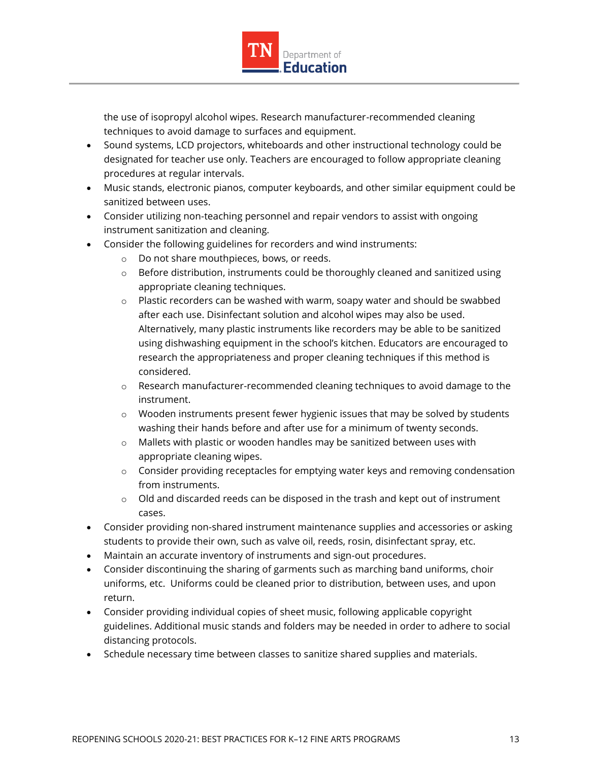the use of isopropyl alcohol wipes. Research manufacturer-recommended cleaning techniques to avoid damage to surfaces and equipment.

- Sound systems, LCD projectors, whiteboards and other instructional technology could be designated for teacher use only. Teachers are encouraged to follow appropriate cleaning procedures at regular intervals.
- Music stands, electronic pianos, computer keyboards, and other similar equipment could be sanitized between uses.
- Consider utilizing non-teaching personnel and repair vendors to assist with ongoing instrument sanitization and cleaning.
- Consider the following guidelines for recorders and wind instruments:
  - Do not share mouthpieces, bows, or reeds.
  - Before distribution, instruments could be thoroughly cleaned and sanitized using appropriate cleaning techniques.
  - Plastic recorders can be washed with warm, soapy water and should be swabbed after each use. Disinfectant solution and alcohol wipes may also be used. Alternatively, many plastic instruments like recorders may be able to be sanitized using dishwashing equipment in the school's kitchen. Educators are encouraged to research the appropriateness and proper cleaning techniques if this method is considered.
  - Research manufacturer-recommended cleaning techniques to avoid damage to the instrument.
  - Wooden instruments present fewer hygienic issues that may be solved by students washing their hands before and after use for a minimum of twenty seconds.
  - Mallets with plastic or wooden handles may be sanitized between uses with appropriate cleaning wipes.
  - Consider providing receptacles for emptying water keys and removing condensation from instruments.
  - Old and discarded reeds can be disposed in the trash and kept out of instrument cases.
- Consider providing non-shared instrument maintenance supplies and accessories or asking students to provide their own, such as valve oil, reeds, rosin, disinfectant spray, etc.
- Maintain an accurate inventory of instruments and sign-out procedures.
- Consider discontinuing the sharing of garments such as marching band uniforms, choir uniforms, etc. Uniforms could be cleaned prior to distribution, between uses, and upon return.
- Consider providing individual copies of sheet music, following applicable copyright guidelines. Additional music stands and folders may be needed in order to adhere to social distancing protocols.
- Schedule necessary time between classes to sanitize shared supplies and materials.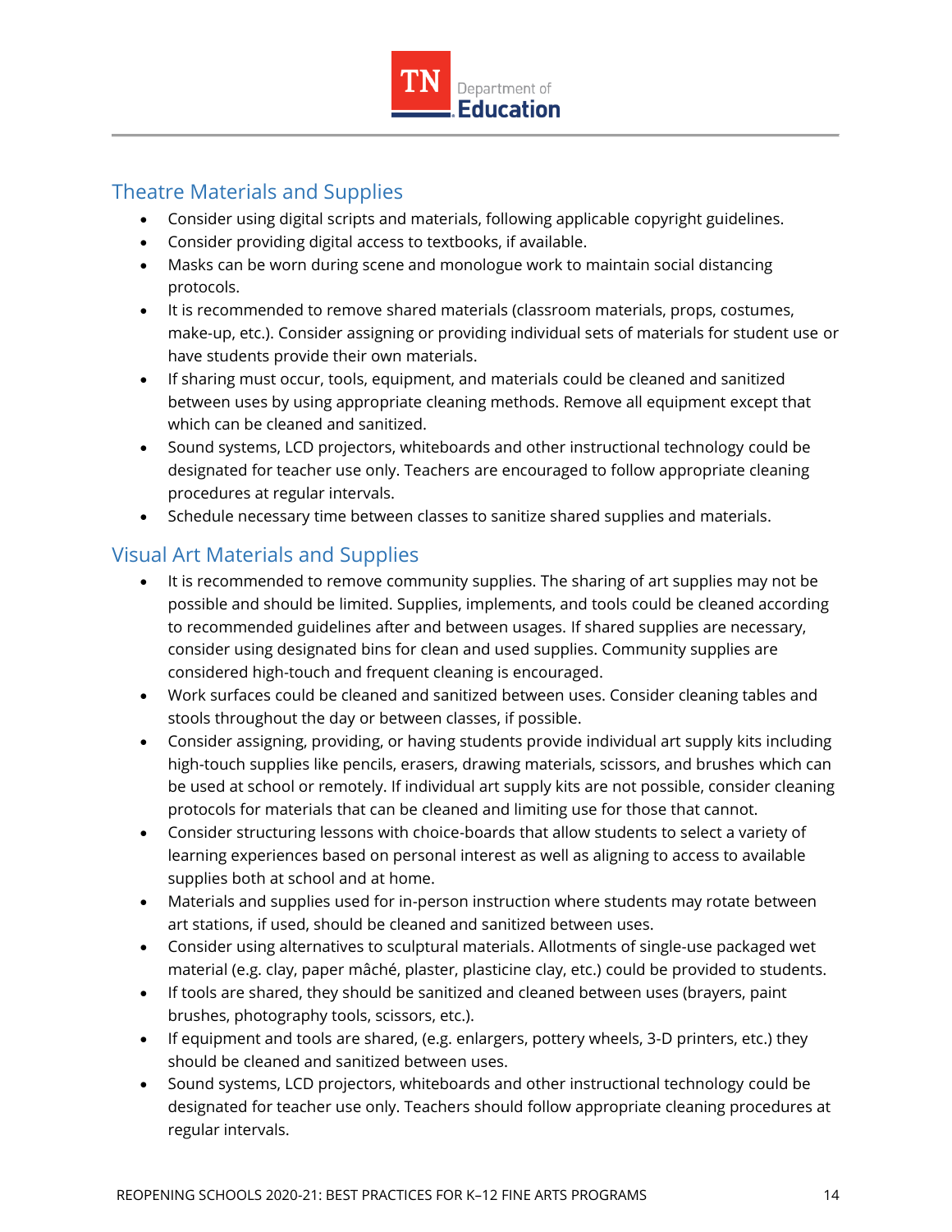## Theatre Materials and Supplies

- Consider using digital scripts and materials, following applicable copyright guidelines.
- Consider providing digital access to textbooks, if available.
- Masks can be worn during scene and monologue work to maintain social distancing protocols.
- It is recommended to remove shared materials (classroom materials, props, costumes, make-up, etc.). Consider assigning or providing individual sets of materials for student use or have students provide their own materials.
- If sharing must occur, tools, equipment, and materials could be cleaned and sanitized between uses by using appropriate cleaning methods. Remove all equipment except that which can be cleaned and sanitized.
- Sound systems, LCD projectors, whiteboards and other instructional technology could be designated for teacher use only. Teachers are encouraged to follow appropriate cleaning procedures at regular intervals.
- Schedule necessary time between classes to sanitize shared supplies and materials.

## Visual Art Materials and Supplies

- It is recommended to remove community supplies. The sharing of art supplies may not be possible and should be limited. Supplies, implements, and tools could be cleaned according to recommended guidelines after and between usages. If shared supplies are necessary, consider using designated bins for clean and used supplies. Community supplies are considered high-touch and frequent cleaning is encouraged.
- Work surfaces could be cleaned and sanitized between uses. Consider cleaning tables and stools throughout the day or between classes, if possible.
- Consider assigning, providing, or having students provide individual art supply kits including high-touch supplies like pencils, erasers, drawing materials, scissors, and brushes which can be used at school or remotely. If individual art supply kits are not possible, consider cleaning protocols for materials that can be cleaned and limiting use for those that cannot.
- Consider structuring lessons with choice-boards that allow students to select a variety of learning experiences based on personal interest as well as aligning to access to available supplies both at school and at home.
- Materials and supplies used for in-person instruction where students may rotate between art stations, if used, should be cleaned and sanitized between uses.
- Consider using alternatives to sculptural materials. Allotments of single-use packaged wet material (e.g. clay, paper mâché, plaster, plasticine clay, etc.) could be provided to students.
- If tools are shared, they should be sanitized and cleaned between uses (brayers, paint brushes, photography tools, scissors, etc.).
- If equipment and tools are shared, (e.g. enlargers, pottery wheels, 3-D printers, etc.) they should be cleaned and sanitized between uses.
- Sound systems, LCD projectors, whiteboards and other instructional technology could be designated for teacher use only. Teachers should follow appropriate cleaning procedures at regular intervals.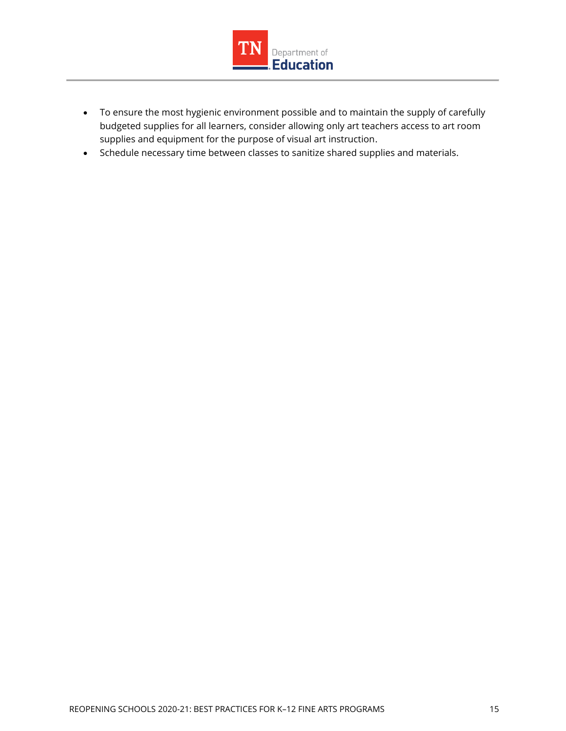- To ensure the most hygienic environment possible and to maintain the supply of carefully budgeted supplies for all learners, consider allowing only art teachers access to art room supplies and equipment for the purpose of visual art instruction.
- Schedule necessary time between classes to sanitize shared supplies and materials.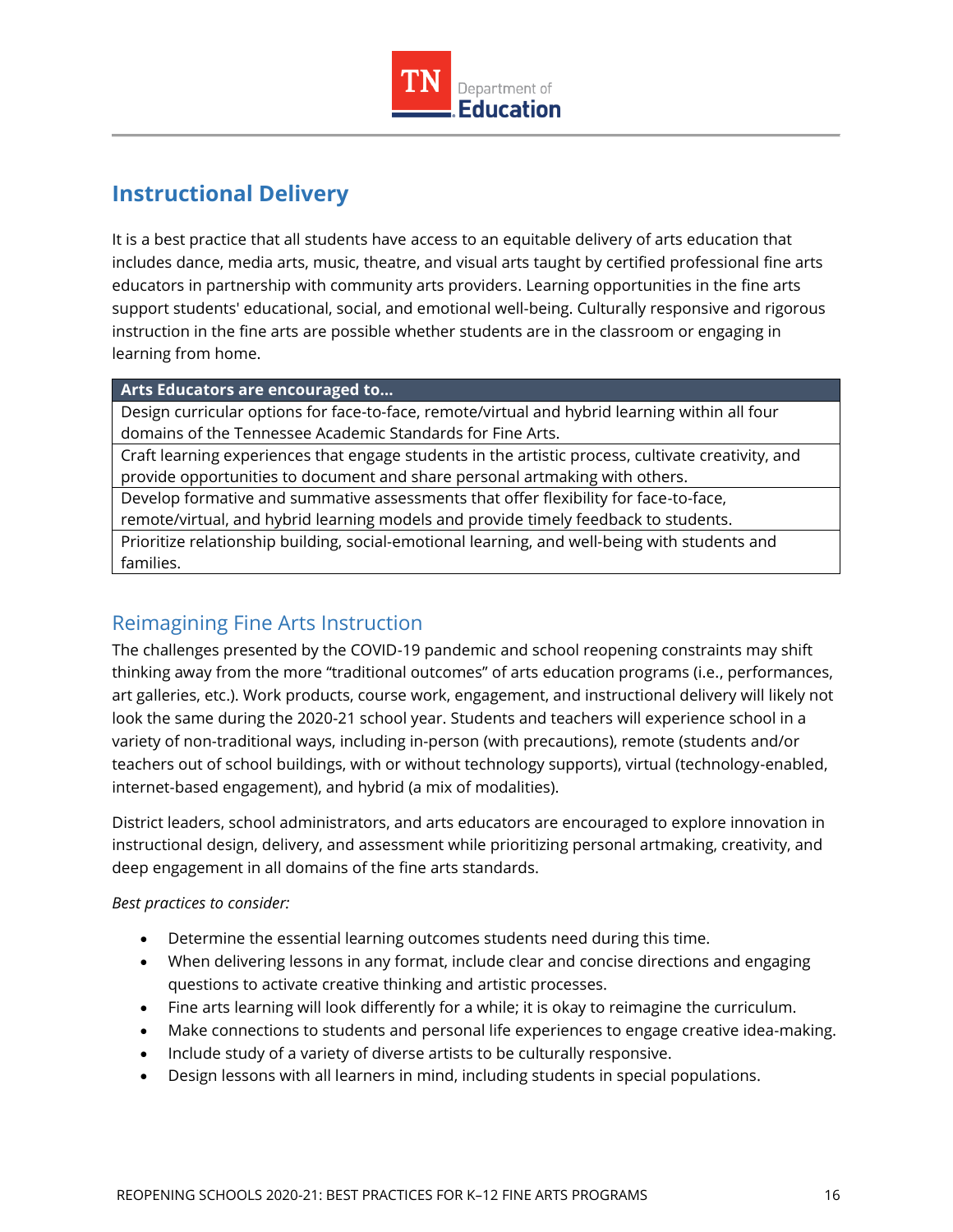## Instructional Delivery

It is a best practice that all students have access to an equitable delivery of arts education that includes dance, media arts, music, theatre, and visual arts taught by certified professional fine arts educators in partnership with community arts providers. Learning opportunities in the fine arts support students' educational, social, and emotional well-being. Culturally responsive and rigorous instruction in the fine arts are possible whether students are in the classroom or engaging in learning from home.

| Arts Educators are encouraged to… |
| --- |
| Design curricular options for face-to-face, remote/virtual and hybrid learning within all four domains of the Tennessee Academic Standards for Fine Arts. |
| Craft learning experiences that engage students in the artistic process, cultivate creativity, and provide opportunities to document and share personal artmaking with others. |
| Develop formative and summative assessments that offer flexibility for face-to-face, remote/virtual, and hybrid learning models and provide timely feedback to students. |
| Prioritize relationship building, social-emotional learning, and well-being with students and families. |

### Reimagining Fine Arts Instruction

The challenges presented by the COVID-19 pandemic and school reopening constraints may shift thinking away from the more “traditional outcomes” of arts education programs (i.e., performances, art galleries, etc.). Work products, course work, engagement, and instructional delivery will likely not look the same during the 2020-21 school year. Students and teachers will experience school in a variety of non-traditional ways, including in-person (with precautions), remote (students and/or teachers out of school buildings, with or without technology supports), virtual (technology-enabled, internet-based engagement), and hybrid (a mix of modalities).

District leaders, school administrators, and arts educators are encouraged to explore innovation in instructional design, delivery, and assessment while prioritizing personal artmaking, creativity, and deep engagement in all domains of the fine arts standards.

*Best practices to consider:*

- Determine the essential learning outcomes students need during this time.
- When delivering lessons in any format, include clear and concise directions and engaging questions to activate creative thinking and artistic processes.
- Fine arts learning will look differently for a while; it is okay to reimagine the curriculum.
- Make connections to students and personal life experiences to engage creative idea-making.
- Include study of a variety of diverse artists to be culturally responsive.
- Design lessons with all learners in mind, including students in special populations.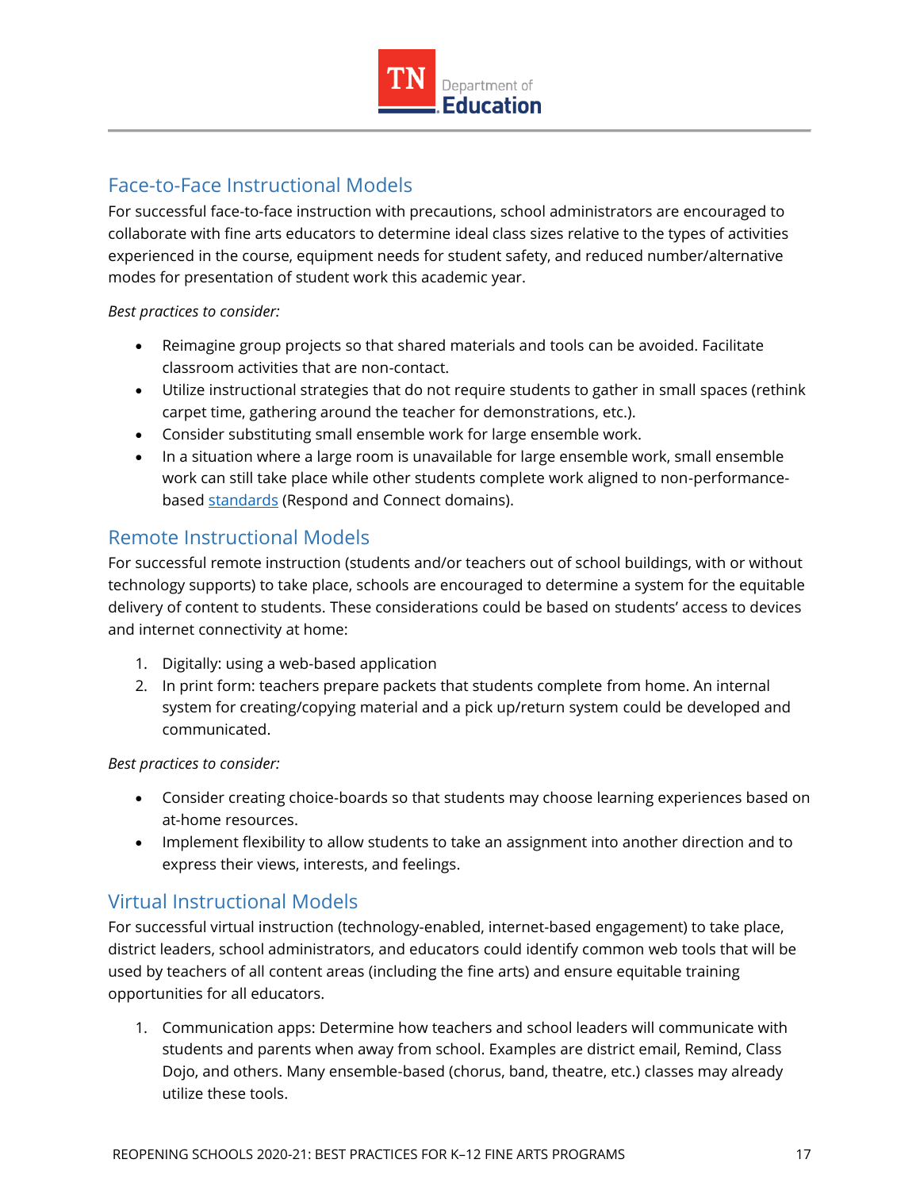## Face-to-Face Instructional Models

For successful face-to-face instruction with precautions, school administrators are encouraged to collaborate with fine arts educators to determine ideal class sizes relative to the types of activities experienced in the course, equipment needs for student safety, and reduced number/alternative modes for presentation of student work this academic year.

*Best practices to consider:*

- Reimagine group projects so that shared materials and tools can be avoided. Facilitate classroom activities that are non-contact.
- Utilize instructional strategies that do not require students to gather in small spaces (rethink carpet time, gathering around the teacher for demonstrations, etc.).
- Consider substituting small ensemble work for large ensemble work.
- In a situation where a large room is unavailable for large ensemble work, small ensemble work can still take place while other students complete work aligned to non-performance-based standards (Respond and Connect domains).

## Remote Instructional Models

For successful remote instruction (students and/or teachers out of school buildings, with or without technology supports) to take place, schools are encouraged to determine a system for the equitable delivery of content to students. These considerations could be based on students' access to devices and internet connectivity at home:

1. Digitally: using a web-based application
2. In print form: teachers prepare packets that students complete from home. An internal system for creating/copying material and a pick up/return system could be developed and communicated.

*Best practices to consider:*

- Consider creating choice-boards so that students may choose learning experiences based on at-home resources.
- Implement flexibility to allow students to take an assignment into another direction and to express their views, interests, and feelings.

## Virtual Instructional Models

For successful virtual instruction (technology-enabled, internet-based engagement) to take place, district leaders, school administrators, and educators could identify common web tools that will be used by teachers of all content areas (including the fine arts) and ensure equitable training opportunities for all educators.

1. Communication apps: Determine how teachers and school leaders will communicate with students and parents when away from school. Examples are district email, Remind, Class Dojo, and others. Many ensemble-based (chorus, band, theatre, etc.) classes may already utilize these tools.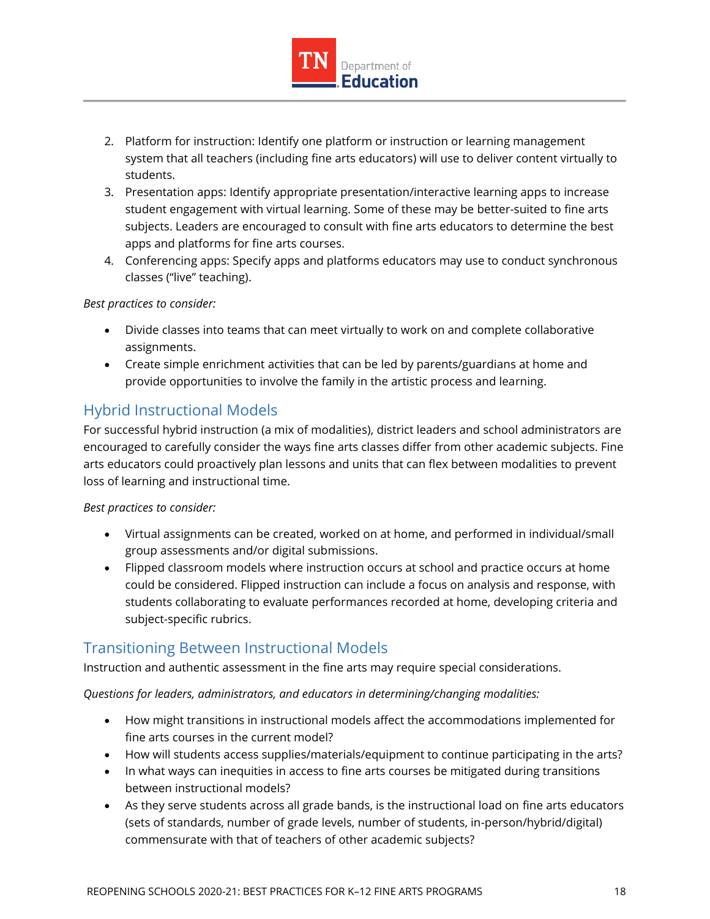2. Platform for instruction: Identify one platform or instruction or learning management system that all teachers (including fine arts educators) will use to deliver content virtually to students.
3. Presentation apps: Identify appropriate presentation/interactive learning apps to increase student engagement with virtual learning. Some of these may be better-suited to fine arts subjects. Leaders are encouraged to consult with fine arts educators to determine the best apps and platforms for fine arts courses.
4. Conferencing apps: Specify apps and platforms educators may use to conduct synchronous classes ("live" teaching).

*Best practices to consider:*

- Divide classes into teams that can meet virtually to work on and complete collaborative assignments.
- Create simple enrichment activities that can be led by parents/guardians at home and provide opportunities to involve the family in the artistic process and learning.

## Hybrid Instructional Models

For successful hybrid instruction (a mix of modalities), district leaders and school administrators are encouraged to carefully consider the ways fine arts classes differ from other academic subjects. Fine arts educators could proactively plan lessons and units that can flex between modalities to prevent loss of learning and instructional time.

*Best practices to consider:*

- Virtual assignments can be created, worked on at home, and performed in individual/small group assessments and/or digital submissions.
- Flipped classroom models where instruction occurs at school and practice occurs at home could be considered. Flipped instruction can include a focus on analysis and response, with students collaborating to evaluate performances recorded at home, developing criteria and subject-specific rubrics.

## Transitioning Between Instructional Models

Instruction and authentic assessment in the fine arts may require special considerations.

*Questions for leaders, administrators, and educators in determining/changing modalities:*

- How might transitions in instructional models affect the accommodations implemented for fine arts courses in the current model?
- How will students access supplies/materials/equipment to continue participating in the arts?
- In what ways can inequities in access to fine arts courses be mitigated during transitions between instructional models?
- As they serve students across all grade bands, is the instructional load on fine arts educators (sets of standards, number of grade levels, number of students, in-person/hybrid/digital) commensurate with that of teachers of other academic subjects?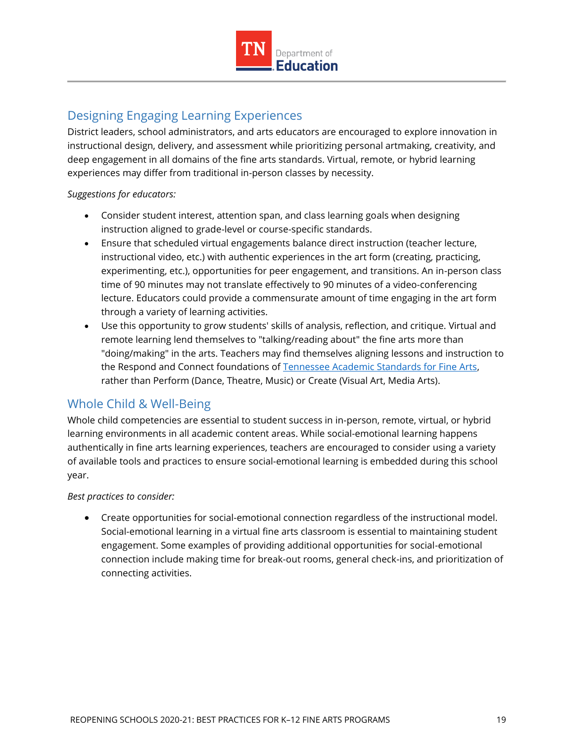## Designing Engaging Learning Experiences

District leaders, school administrators, and arts educators are encouraged to explore innovation in instructional design, delivery, and assessment while prioritizing personal artmaking, creativity, and deep engagement in all domains of the fine arts standards. Virtual, remote, or hybrid learning experiences may differ from traditional in-person classes by necessity.

*Suggestions for educators:*

- Consider student interest, attention span, and class learning goals when designing instruction aligned to grade-level or course-specific standards.
- Ensure that scheduled virtual engagements balance direct instruction (teacher lecture, instructional video, etc.) with authentic experiences in the art form (creating, practicing, experimenting, etc.), opportunities for peer engagement, and transitions. An in-person class time of 90 minutes may not translate effectively to 90 minutes of a video-conferencing lecture. Educators could provide a commensurate amount of time engaging in the art form through a variety of learning activities.
- Use this opportunity to grow students' skills of analysis, reflection, and critique. Virtual and remote learning lend themselves to "talking/reading about" the fine arts more than "doing/making" in the arts. Teachers may find themselves aligning lessons and instruction to the Respond and Connect foundations of Tennessee Academic Standards for Fine Arts, rather than Perform (Dance, Theatre, Music) or Create (Visual Art, Media Arts).

## Whole Child & Well-Being

Whole child competencies are essential to student success in in-person, remote, virtual, or hybrid learning environments in all academic content areas. While social-emotional learning happens authentically in fine arts learning experiences, teachers are encouraged to consider using a variety of available tools and practices to ensure social-emotional learning is embedded during this school year.

*Best practices to consider:*

- Create opportunities for social-emotional connection regardless of the instructional model. Social-emotional learning in a virtual fine arts classroom is essential to maintaining student engagement. Some examples of providing additional opportunities for social-emotional connection include making time for break-out rooms, general check-ins, and prioritization of connecting activities.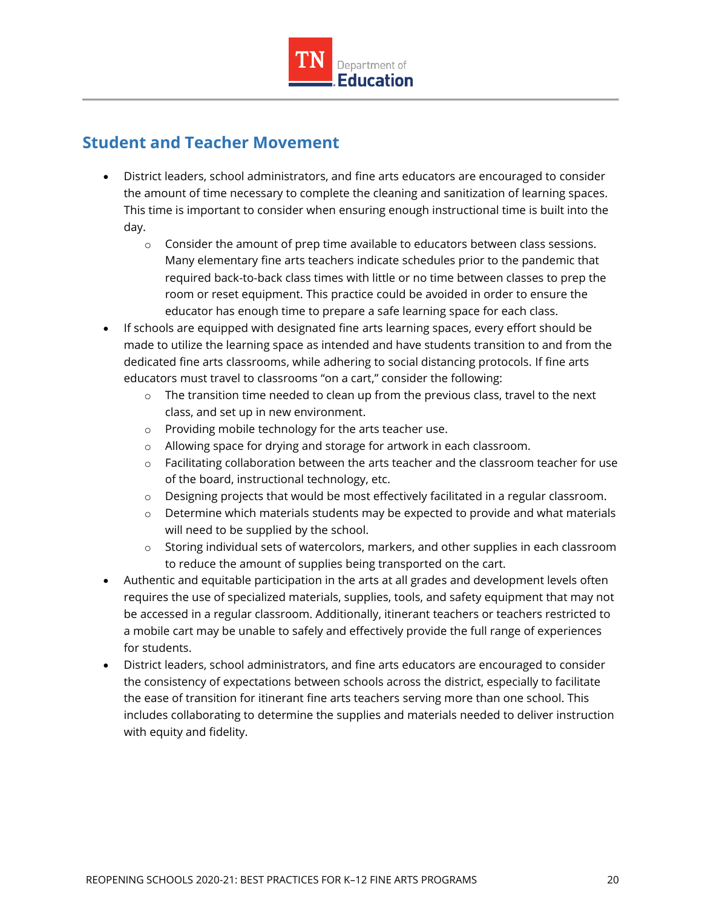## Student and Teacher Movement

- District leaders, school administrators, and fine arts educators are encouraged to consider the amount of time necessary to complete the cleaning and sanitization of learning spaces. This time is important to consider when ensuring enough instructional time is built into the day.
    - Consider the amount of prep time available to educators between class sessions. Many elementary fine arts teachers indicate schedules prior to the pandemic that required back-to-back class times with little or no time between classes to prep the room or reset equipment. This practice could be avoided in order to ensure the educator has enough time to prepare a safe learning space for each class.
- If schools are equipped with designated fine arts learning spaces, every effort should be made to utilize the learning space as intended and have students transition to and from the dedicated fine arts classrooms, while adhering to social distancing protocols. If fine arts educators must travel to classrooms "on a cart," consider the following:
    - The transition time needed to clean up from the previous class, travel to the next class, and set up in new environment.
    - Providing mobile technology for the arts teacher use.
    - Allowing space for drying and storage for artwork in each classroom.
    - Facilitating collaboration between the arts teacher and the classroom teacher for use of the board, instructional technology, etc.
    - Designing projects that would be most effectively facilitated in a regular classroom.
    - Determine which materials students may be expected to provide and what materials will need to be supplied by the school.
    - Storing individual sets of watercolors, markers, and other supplies in each classroom to reduce the amount of supplies being transported on the cart.
- Authentic and equitable participation in the arts at all grades and development levels often requires the use of specialized materials, supplies, tools, and safety equipment that may not be accessed in a regular classroom. Additionally, itinerant teachers or teachers restricted to a mobile cart may be unable to safely and effectively provide the full range of experiences for students.
- District leaders, school administrators, and fine arts educators are encouraged to consider the consistency of expectations between schools across the district, especially to facilitate the ease of transition for itinerant fine arts teachers serving more than one school. This includes collaborating to determine the supplies and materials needed to deliver instruction with equity and fidelity.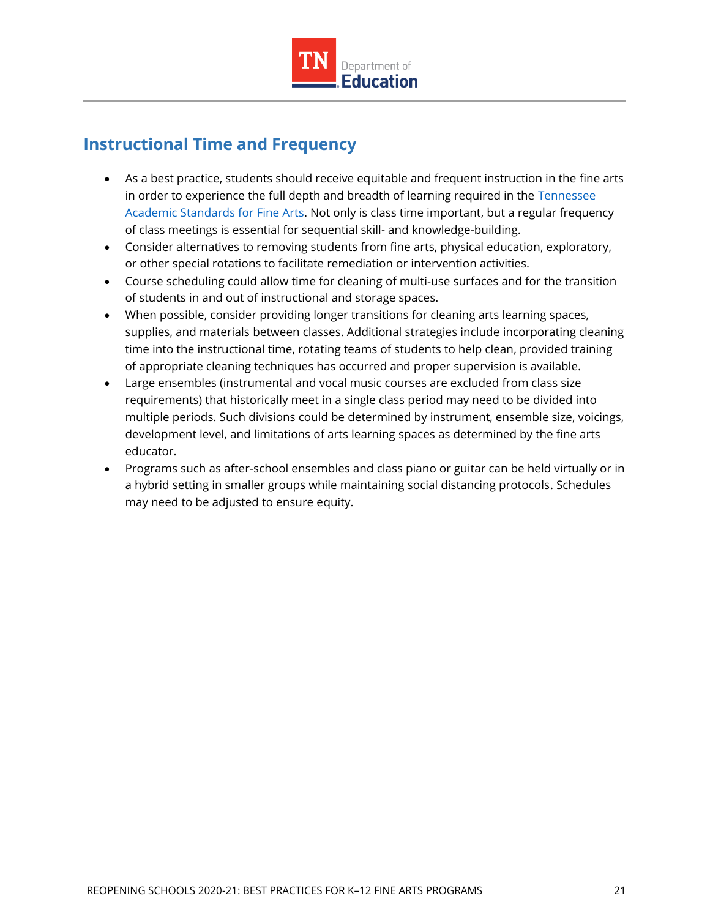## Instructional Time and Frequency

- As a best practice, students should receive equitable and frequent instruction in the fine arts in order to experience the full depth and breadth of learning required in the Tennessee Academic Standards for Fine Arts. Not only is class time important, but a regular frequency of class meetings is essential for sequential skill- and knowledge-building.
- Consider alternatives to removing students from fine arts, physical education, exploratory, or other special rotations to facilitate remediation or intervention activities.
- Course scheduling could allow time for cleaning of multi-use surfaces and for the transition of students in and out of instructional and storage spaces.
- When possible, consider providing longer transitions for cleaning arts learning spaces, supplies, and materials between classes. Additional strategies include incorporating cleaning time into the instructional time, rotating teams of students to help clean, provided training of appropriate cleaning techniques has occurred and proper supervision is available.
- Large ensembles (instrumental and vocal music courses are excluded from class size requirements) that historically meet in a single class period may need to be divided into multiple periods. Such divisions could be determined by instrument, ensemble size, voicings, development level, and limitations of arts learning spaces as determined by the fine arts educator.
- Programs such as after-school ensembles and class piano or guitar can be held virtually or in a hybrid setting in smaller groups while maintaining social distancing protocols. Schedules may need to be adjusted to ensure equity.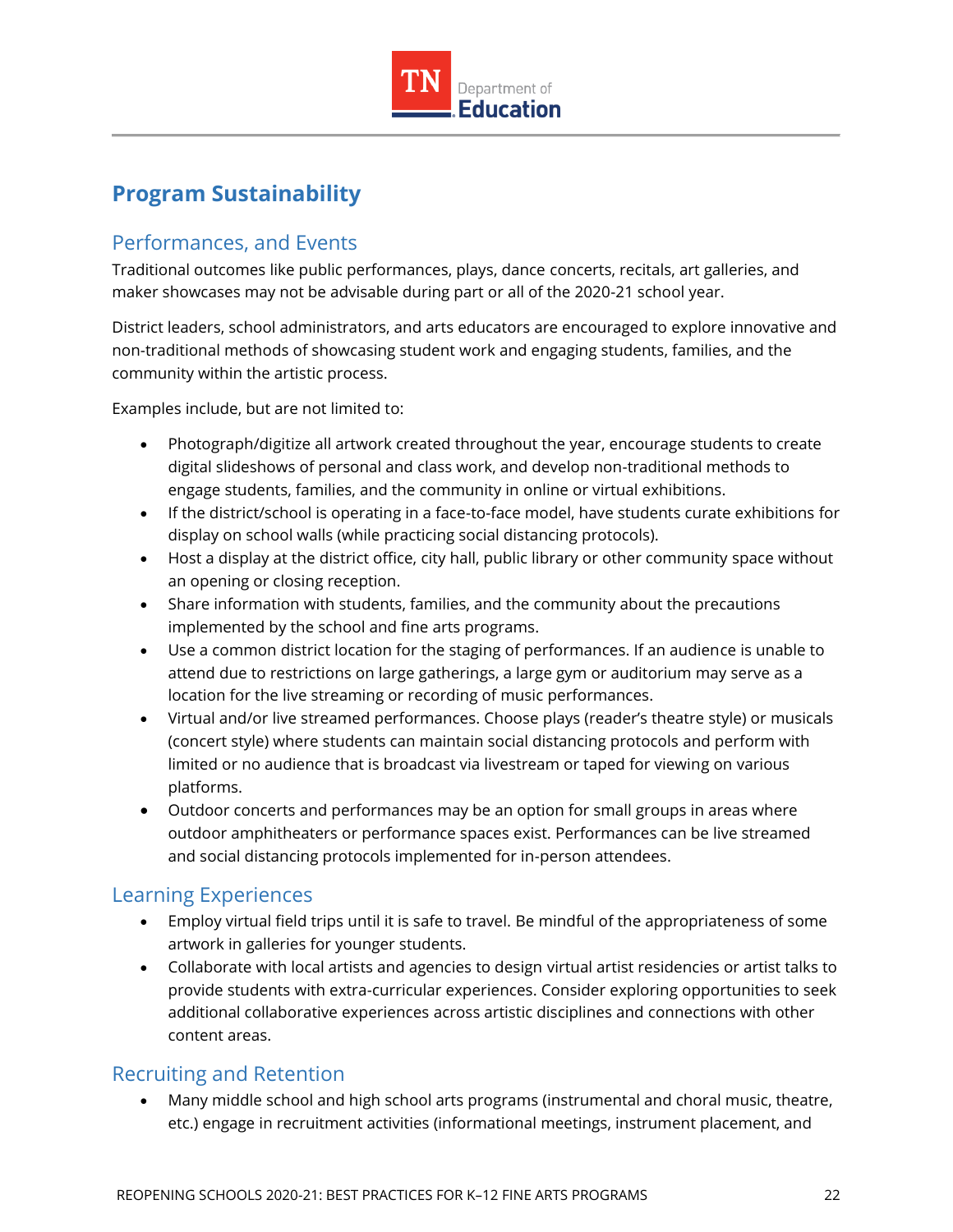## Program Sustainability

### Performances, and Events

Traditional outcomes like public performances, plays, dance concerts, recitals, art galleries, and maker showcases may not be advisable during part or all of the 2020-21 school year.

District leaders, school administrators, and arts educators are encouraged to explore innovative and non-traditional methods of showcasing student work and engaging students, families, and the community within the artistic process.

Examples include, but are not limited to:

- Photograph/digitize all artwork created throughout the year, encourage students to create digital slideshows of personal and class work, and develop non-traditional methods to engage students, families, and the community in online or virtual exhibitions.
- If the district/school is operating in a face-to-face model, have students curate exhibitions for display on school walls (while practicing social distancing protocols).
- Host a display at the district office, city hall, public library or other community space without an opening or closing reception.
- Share information with students, families, and the community about the precautions implemented by the school and fine arts programs.
- Use a common district location for the staging of performances. If an audience is unable to attend due to restrictions on large gatherings, a large gym or auditorium may serve as a location for the live streaming or recording of music performances.
- Virtual and/or live streamed performances. Choose plays (reader's theatre style) or musicals (concert style) where students can maintain social distancing protocols and perform with limited or no audience that is broadcast via livestream or taped for viewing on various platforms.
- Outdoor concerts and performances may be an option for small groups in areas where outdoor amphitheaters or performance spaces exist. Performances can be live streamed and social distancing protocols implemented for in-person attendees.

### Learning Experiences

- Employ virtual field trips until it is safe to travel. Be mindful of the appropriateness of some artwork in galleries for younger students.
- Collaborate with local artists and agencies to design virtual artist residencies or artist talks to provide students with extra-curricular experiences. Consider exploring opportunities to seek additional collaborative experiences across artistic disciplines and connections with other content areas.

### Recruiting and Retention

- Many middle school and high school arts programs (instrumental and choral music, theatre, etc.) engage in recruitment activities (informational meetings, instrument placement, and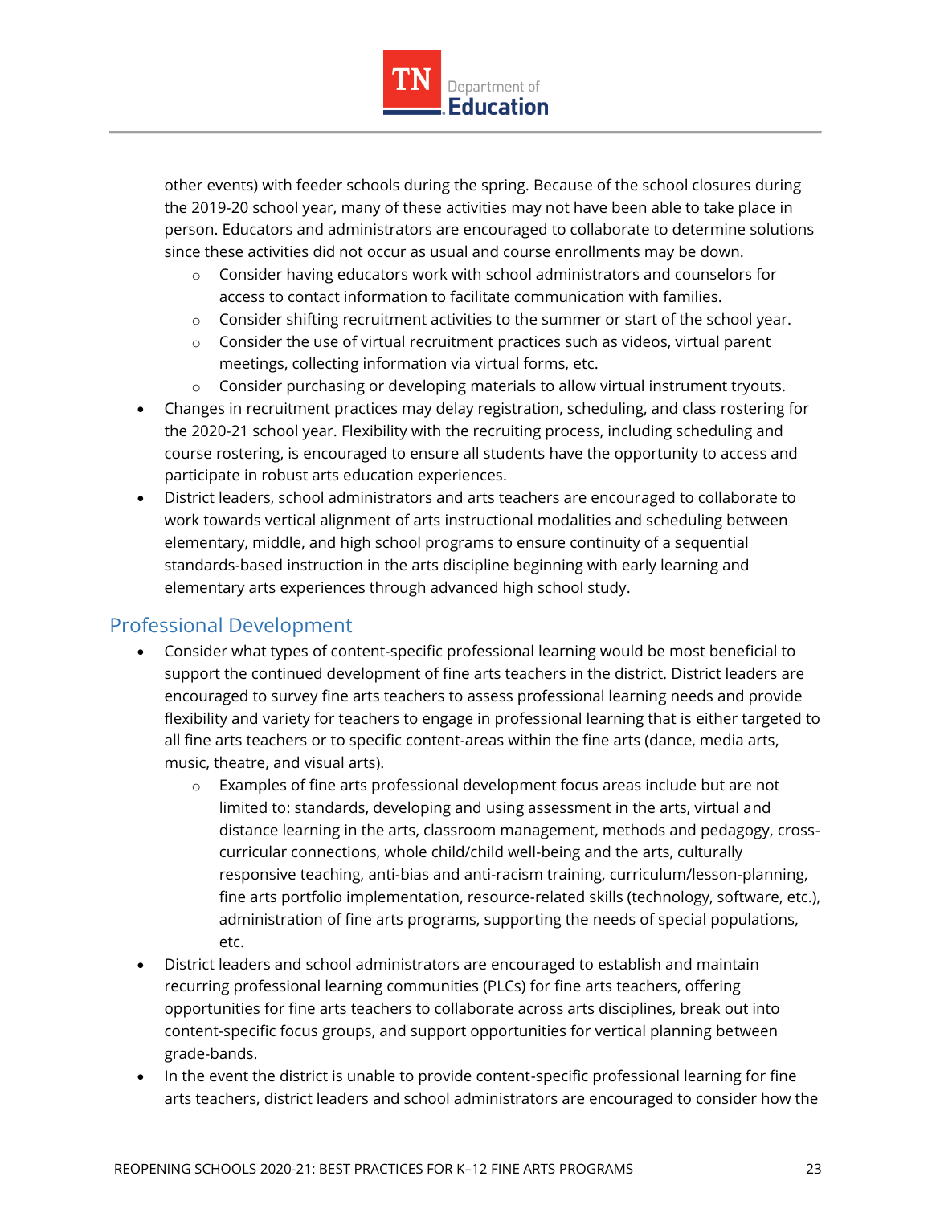other events) with feeder schools during the spring. Because of the school closures during the 2019-20 school year, many of these activities may not have been able to take place in person. Educators and administrators are encouraged to collaborate to determine solutions since these activities did not occur as usual and course enrollments may be down.
    - Consider having educators work with school administrators and counselors for access to contact information to facilitate communication with families.
    - Consider shifting recruitment activities to the summer or start of the school year.
    - Consider the use of virtual recruitment practices such as videos, virtual parent meetings, collecting information via virtual forms, etc.
    - Consider purchasing or developing materials to allow virtual instrument tryouts.
- Changes in recruitment practices may delay registration, scheduling, and class rostering for the 2020-21 school year. Flexibility with the recruiting process, including scheduling and course rostering, is encouraged to ensure all students have the opportunity to access and participate in robust arts education experiences.
- District leaders, school administrators and arts teachers are encouraged to collaborate to work towards vertical alignment of arts instructional modalities and scheduling between elementary, middle, and high school programs to ensure continuity of a sequential standards-based instruction in the arts discipline beginning with early learning and elementary arts experiences through advanced high school study.

## Professional Development

- Consider what types of content-specific professional learning would be most beneficial to support the continued development of fine arts teachers in the district. District leaders are encouraged to survey fine arts teachers to assess professional learning needs and provide flexibility and variety for teachers to engage in professional learning that is either targeted to all fine arts teachers or to specific content-areas within the fine arts (dance, media arts, music, theatre, and visual arts).
    - Examples of fine arts professional development focus areas include but are not limited to: standards, developing and using assessment in the arts, virtual and distance learning in the arts, classroom management, methods and pedagogy, cross-curricular connections, whole child/child well-being and the arts, culturally responsive teaching, anti-bias and anti-racism training, curriculum/lesson-planning, fine arts portfolio implementation, resource-related skills (technology, software, etc.), administration of fine arts programs, supporting the needs of special populations, etc.
- District leaders and school administrators are encouraged to establish and maintain recurring professional learning communities (PLCs) for fine arts teachers, offering opportunities for fine arts teachers to collaborate across arts disciplines, break out into content-specific focus groups, and support opportunities for vertical planning between grade-bands.
- In the event the district is unable to provide content-specific professional learning for fine arts teachers, district leaders and school administrators are encouraged to consider how the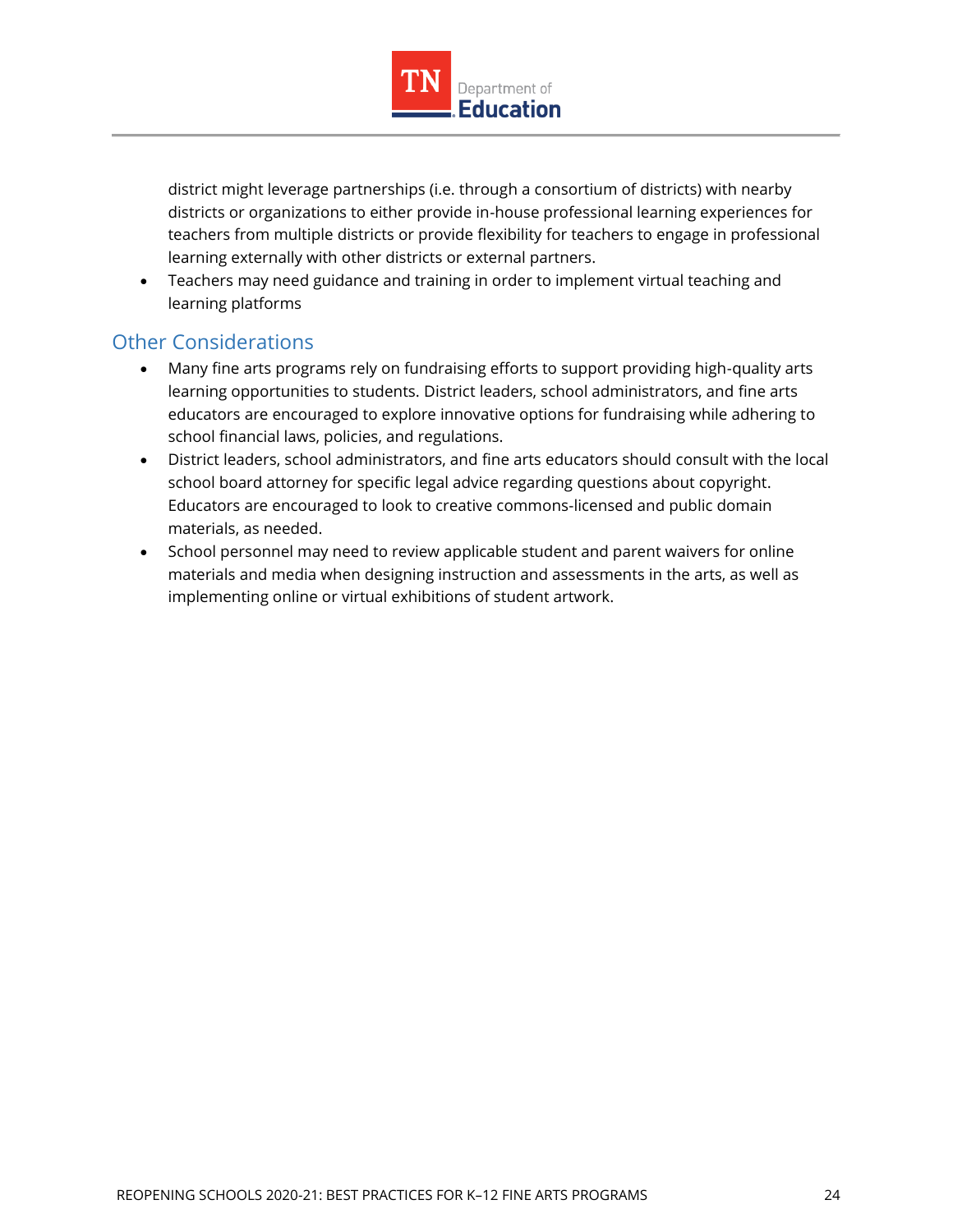district might leverage partnerships (i.e. through a consortium of districts) with nearby districts or organizations to either provide in-house professional learning experiences for teachers from multiple districts or provide flexibility for teachers to engage in professional learning externally with other districts or external partners.

- Teachers may need guidance and training in order to implement virtual teaching and learning platforms

## Other Considerations

- Many fine arts programs rely on fundraising efforts to support providing high-quality arts learning opportunities to students. District leaders, school administrators, and fine arts educators are encouraged to explore innovative options for fundraising while adhering to school financial laws, policies, and regulations.
- District leaders, school administrators, and fine arts educators should consult with the local school board attorney for specific legal advice regarding questions about copyright. Educators are encouraged to look to creative commons-licensed and public domain materials, as needed.
- School personnel may need to review applicable student and parent waivers for online materials and media when designing instruction and assessments in the arts, as well as implementing online or virtual exhibitions of student artwork.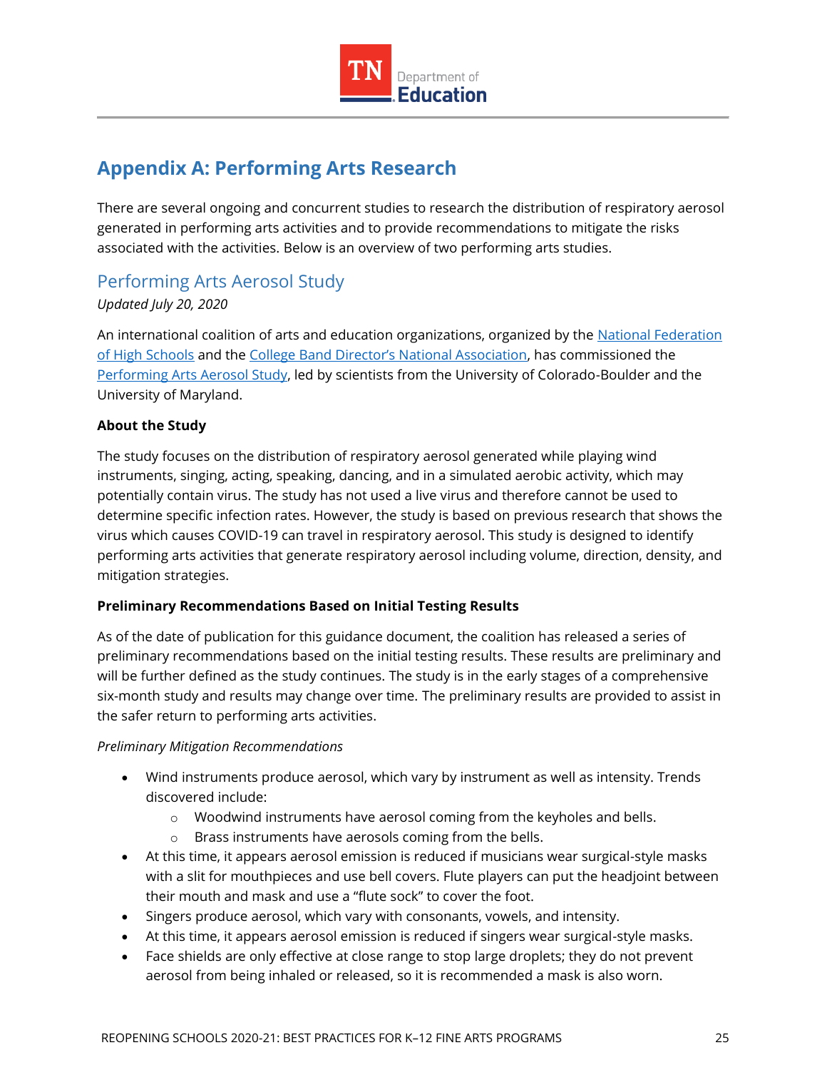## Appendix A: Performing Arts Research

There are several ongoing and concurrent studies to research the distribution of respiratory aerosol generated in performing arts activities and to provide recommendations to mitigate the risks associated with the activities. Below is an overview of two performing arts studies.

### Performing Arts Aerosol Study

*Updated July 20, 2020*

An international coalition of arts and education organizations, organized by the National Federation of High Schools and the College Band Director's National Association, has commissioned the Performing Arts Aerosol Study, led by scientists from the University of Colorado-Boulder and the University of Maryland.

**About the Study**

The study focuses on the distribution of respiratory aerosol generated while playing wind instruments, singing, acting, speaking, dancing, and in a simulated aerobic activity, which may potentially contain virus. The study has not used a live virus and therefore cannot be used to determine specific infection rates. However, the study is based on previous research that shows the virus which causes COVID-19 can travel in respiratory aerosol. This study is designed to identify performing arts activities that generate respiratory aerosol including volume, direction, density, and mitigation strategies.

**Preliminary Recommendations Based on Initial Testing Results**

As of the date of publication for this guidance document, the coalition has released a series of preliminary recommendations based on the initial testing results. These results are preliminary and will be further defined as the study continues. The study is in the early stages of a comprehensive six-month study and results may change over time. The preliminary results are provided to assist in the safer return to performing arts activities.

*Preliminary Mitigation Recommendations*

- Wind instruments produce aerosol, which vary by instrument as well as intensity. Trends discovered include:
  - Woodwind instruments have aerosol coming from the keyholes and bells.
  - Brass instruments have aerosols coming from the bells.
- At this time, it appears aerosol emission is reduced if musicians wear surgical-style masks with a slit for mouthpieces and use bell covers. Flute players can put the headjoint between their mouth and mask and use a "flute sock" to cover the foot.
- Singers produce aerosol, which vary with consonants, vowels, and intensity.
- At this time, it appears aerosol emission is reduced if singers wear surgical-style masks.
- Face shields are only effective at close range to stop large droplets; they do not prevent aerosol from being inhaled or released, so it is recommended a mask is also worn.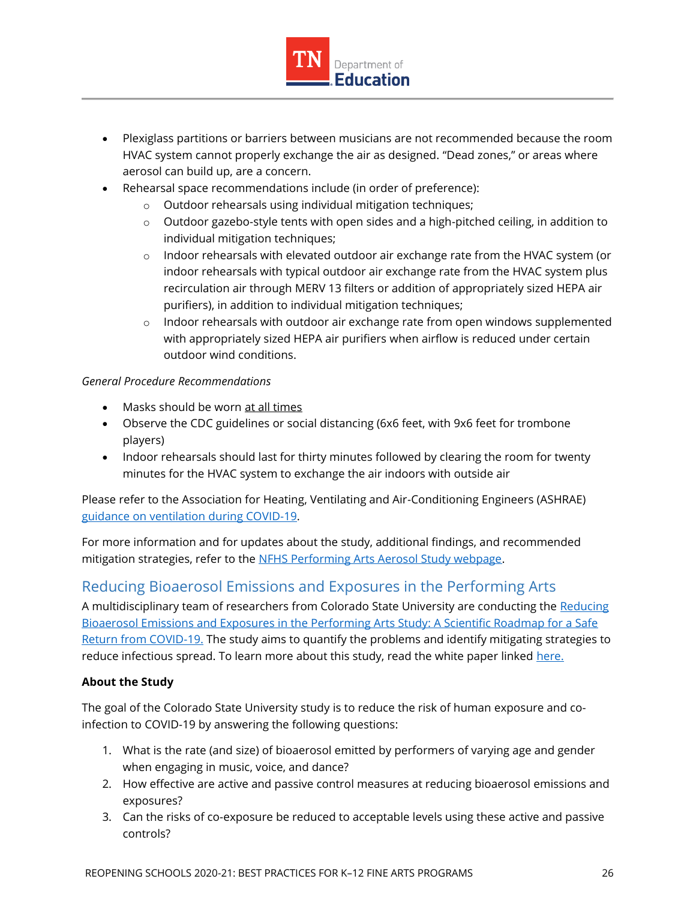- Plexiglass partitions or barriers between musicians are not recommended because the room HVAC system cannot properly exchange the air as designed. "Dead zones," or areas where aerosol can build up, are a concern.
- Rehearsal space recommendations include (in order of preference):
  - Outdoor rehearsals using individual mitigation techniques;
  - Outdoor gazebo-style tents with open sides and a high-pitched ceiling, in addition to individual mitigation techniques;
  - Indoor rehearsals with elevated outdoor air exchange rate from the HVAC system (or indoor rehearsals with typical outdoor air exchange rate from the HVAC system plus recirculation air through MERV 13 filters or addition of appropriately sized HEPA air purifiers), in addition to individual mitigation techniques;
  - Indoor rehearsals with outdoor air exchange rate from open windows supplemented with appropriately sized HEPA air purifiers when airflow is reduced under certain outdoor wind conditions.

*General Procedure Recommendations*

- Masks should be worn <u>at all times</u>
- Observe the CDC guidelines or social distancing (6x6 feet, with 9x6 feet for trombone players)
- Indoor rehearsals should last for thirty minutes followed by clearing the room for twenty minutes for the HVAC system to exchange the air indoors with outside air

Please refer to the Association for Heating, Ventilating and Air-Conditioning Engineers (ASHRAE) [guidance on ventilation during COVID-19]().

For more information and for updates about the study, additional findings, and recommended mitigation strategies, refer to the [NFHS Performing Arts Aerosol Study webpage]().

## Reducing Bioaerosol Emissions and Exposures in the Performing Arts

A multidisciplinary team of researchers from Colorado State University are conducting the [Reducing Bioaerosol Emissions and Exposures in the Performing Arts Study: A Scientific Roadmap for a Safe Return from COVID-19.]() The study aims to quantify the problems and identify mitigating strategies to reduce infectious spread. To learn more about this study, read the white paper linked [here.]()

**About the Study**

The goal of the Colorado State University study is to reduce the risk of human exposure and co-infection to COVID-19 by answering the following questions:

1. What is the rate (and size) of bioaerosol emitted by performers of varying age and gender when engaging in music, voice, and dance?
2. How effective are active and passive control measures at reducing bioaerosol emissions and exposures?
3. Can the risks of co-exposure be reduced to acceptable levels using these active and passive controls?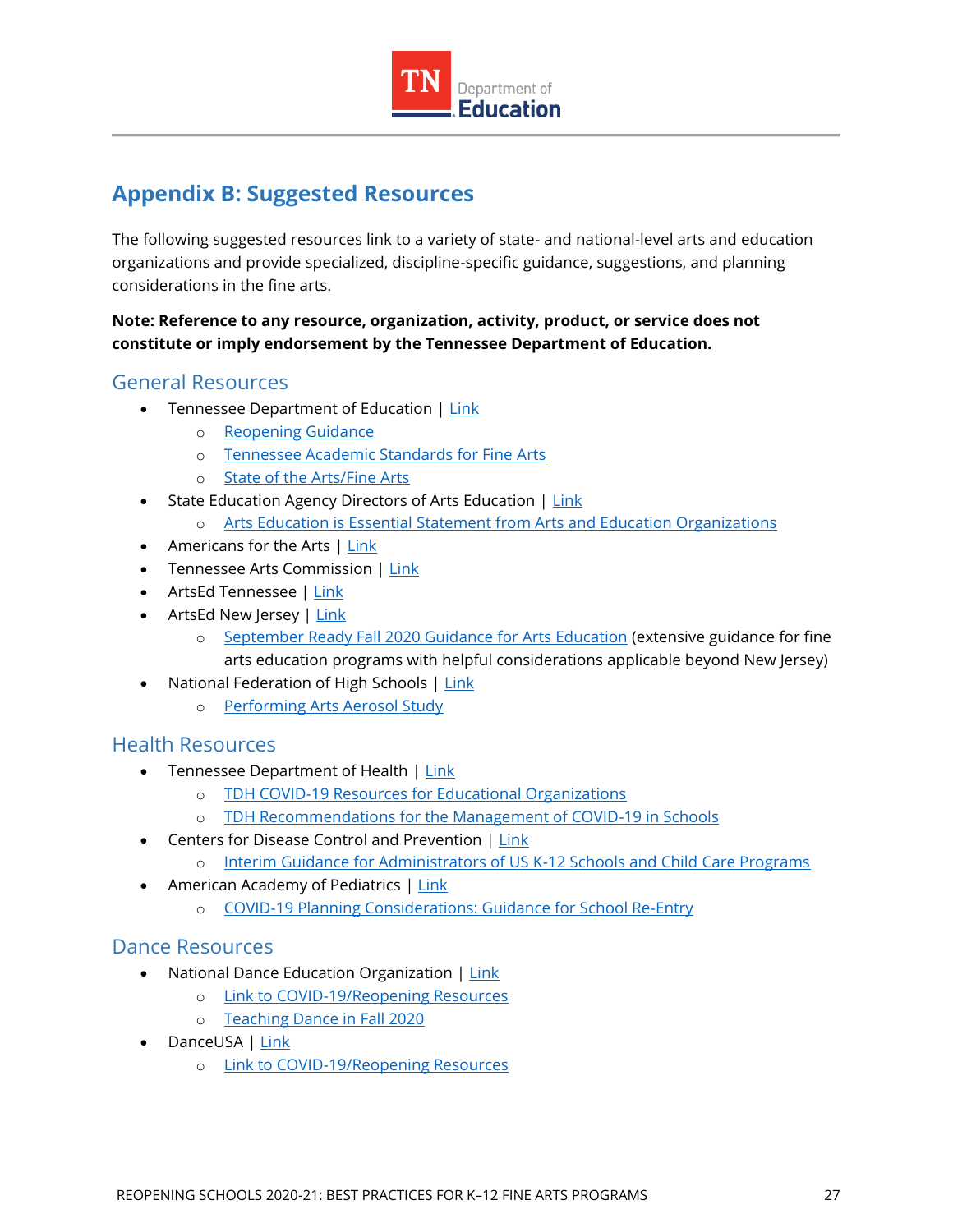## Appendix B: Suggested Resources

The following suggested resources link to a variety of state- and national-level arts and education organizations and provide specialized, discipline-specific guidance, suggestions, and planning considerations in the fine arts.

**Note: Reference to any resource, organization, activity, product, or service does not constitute or imply endorsement by the Tennessee Department of Education.**

### General Resources

- Tennessee Department of Education | Link
  - Reopening Guidance
  - Tennessee Academic Standards for Fine Arts
  - State of the Arts/Fine Arts
- State Education Agency Directors of Arts Education | Link
  - Arts Education is Essential Statement from Arts and Education Organizations
- Americans for the Arts | Link
- Tennessee Arts Commission | Link
- ArtsEd Tennessee | Link
- ArtsEd New Jersey | Link
  - September Ready Fall 2020 Guidance for Arts Education (extensive guidance for fine arts education programs with helpful considerations applicable beyond New Jersey)
- National Federation of High Schools | Link
  - Performing Arts Aerosol Study

### Health Resources

- Tennessee Department of Health | Link
  - TDH COVID-19 Resources for Educational Organizations
  - TDH Recommendations for the Management of COVID-19 in Schools
- Centers for Disease Control and Prevention | Link
  - Interim Guidance for Administrators of US K-12 Schools and Child Care Programs
- American Academy of Pediatrics | Link
  - COVID-19 Planning Considerations: Guidance for School Re-Entry

### Dance Resources

- National Dance Education Organization | Link
  - Link to COVID-19/Reopening Resources
  - Teaching Dance in Fall 2020
- DanceUSA | Link
  - Link to COVID-19/Reopening Resources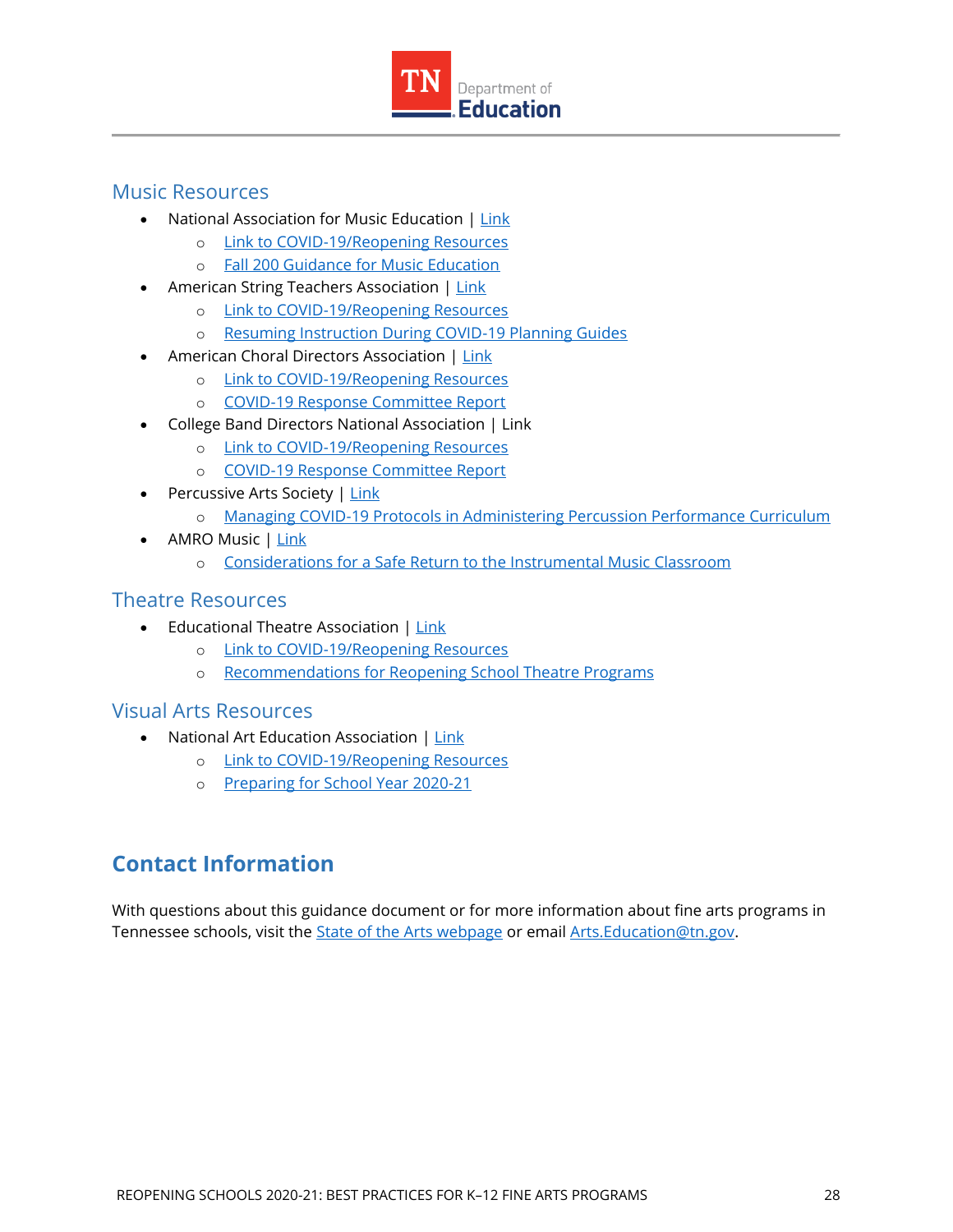## Music Resources

- National Association for Music Education | Link
  - Link to COVID-19/Reopening Resources
  - Fall 200 Guidance for Music Education
- American String Teachers Association | Link
  - Link to COVID-19/Reopening Resources
  - Resuming Instruction During COVID-19 Planning Guides
- American Choral Directors Association | Link
  - Link to COVID-19/Reopening Resources
  - COVID-19 Response Committee Report
- College Band Directors National Association | Link
  - Link to COVID-19/Reopening Resources
  - COVID-19 Response Committee Report
- Percussive Arts Society | Link
  - Managing COVID-19 Protocols in Administering Percussion Performance Curriculum
- AMRO Music | Link
  - Considerations for a Safe Return to the Instrumental Music Classroom

## Theatre Resources

- Educational Theatre Association | Link
  - Link to COVID-19/Reopening Resources
  - Recommendations for Reopening School Theatre Programs

## Visual Arts Resources

- National Art Education Association | Link
  - Link to COVID-19/Reopening Resources
  - Preparing for School Year 2020-21

# Contact Information

With questions about this guidance document or for more information about fine arts programs in Tennessee schools, visit the State of the Arts webpage or email Arts.Education@tn.gov.